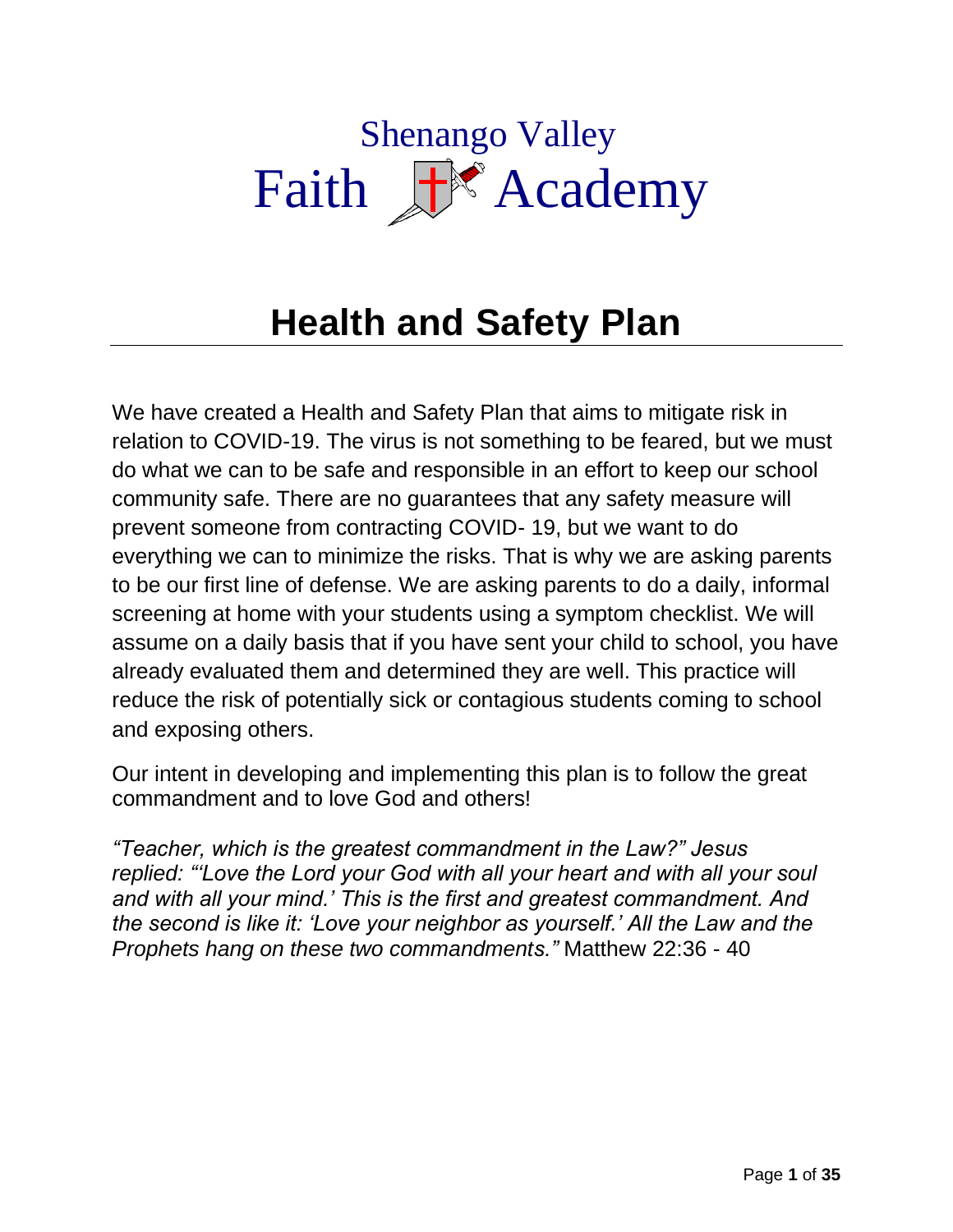Shenango Valley

Faith Academy

# Health and Safety Plan

We have created a Health and Safety Plan that aims to mitigate risk in relation to COVID-19. The virus is not something to be feared, but we must do what we can to be safe and responsible in an effort to keep our school community safe. There are no guarantees that any safety measure will prevent someone from contracting COVID- 19, but we want to do everything we can to minimize the risks. That is why we are asking parents to be our first line of defense. We are asking parents to do a daily, informal screening at home with your students using a symptom checklist. We will assume on a daily basis that if you have sent your child to school, you have already evaluated them and determined they are well. This practice will reduce the risk of potentially sick or contagious students coming to school and exposing others.

Our intent in developing and implementing this plan is to follow the great commandment and to love God and others!

*"Teacher, which is the greatest commandment in the Law?" Jesus replied: "'Love the Lord your God with all your heart and with all your soul and with all your mind.' This is the first and greatest commandment. And the second is like it: 'Love your neighbor as yourself.' All the Law and the Prophets hang on these two commandments."* Matthew 22:36 - 40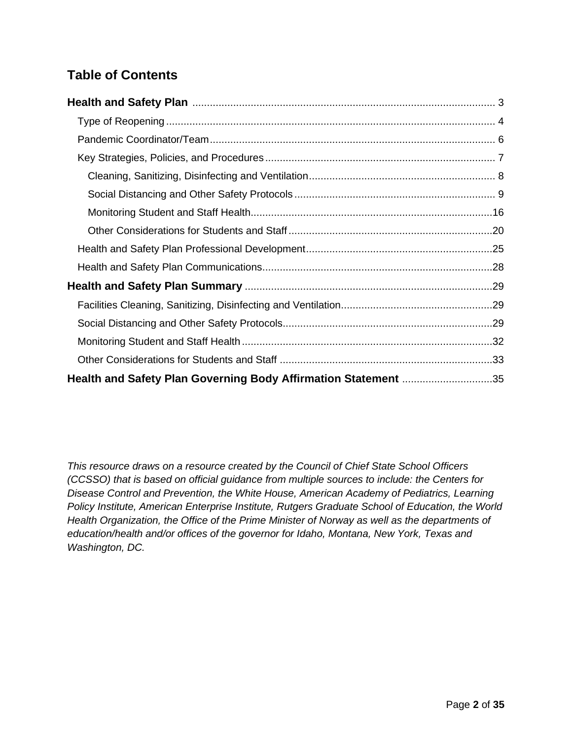## Table of Contents

**Health and Safety Plan** ........................................................................................................ 3

- Type of Reopening ................................................................................................................ 4
- Pandemic Coordinator/Team ................................................................................................. 6
- Key Strategies, Policies, and Procedures .............................................................................. 7
  - Cleaning, Sanitizing, Disinfecting and Ventilation ................................................................ 8
  - Social Distancing and Other Safety Protocols ..................................................................... 9
  - Monitoring Student and Staff Health .................................................................................. 16
  - Other Considerations for Students and Staff ...................................................................... 20
- Health and Safety Plan Professional Development ............................................................... 25
- Health and Safety Plan Communications .............................................................................. 28

**Health and Safety Plan Summary** ....................................................................................... 29

- Facilities Cleaning, Sanitizing, Disinfecting and Ventilation .................................................... 29
- Social Distancing and Other Safety Protocols ........................................................................ 29
- Monitoring Student and Staff Health ...................................................................................... 32
- Other Considerations for Students and Staff ......................................................................... 33

**Health and Safety Plan Governing Body Affirmation Statement** ............................... 35

*This resource draws on a resource created by the Council of Chief State School Officers (CCSSO) that is based on official guidance from multiple sources to include: the Centers for Disease Control and Prevention, the White House, American Academy of Pediatrics, Learning Policy Institute, American Enterprise Institute, Rutgers Graduate School of Education, the World Health Organization, the Office of the Prime Minister of Norway as well as the departments of education/health and/or offices of the governor for Idaho, Montana, New York, Texas and Washington, DC.*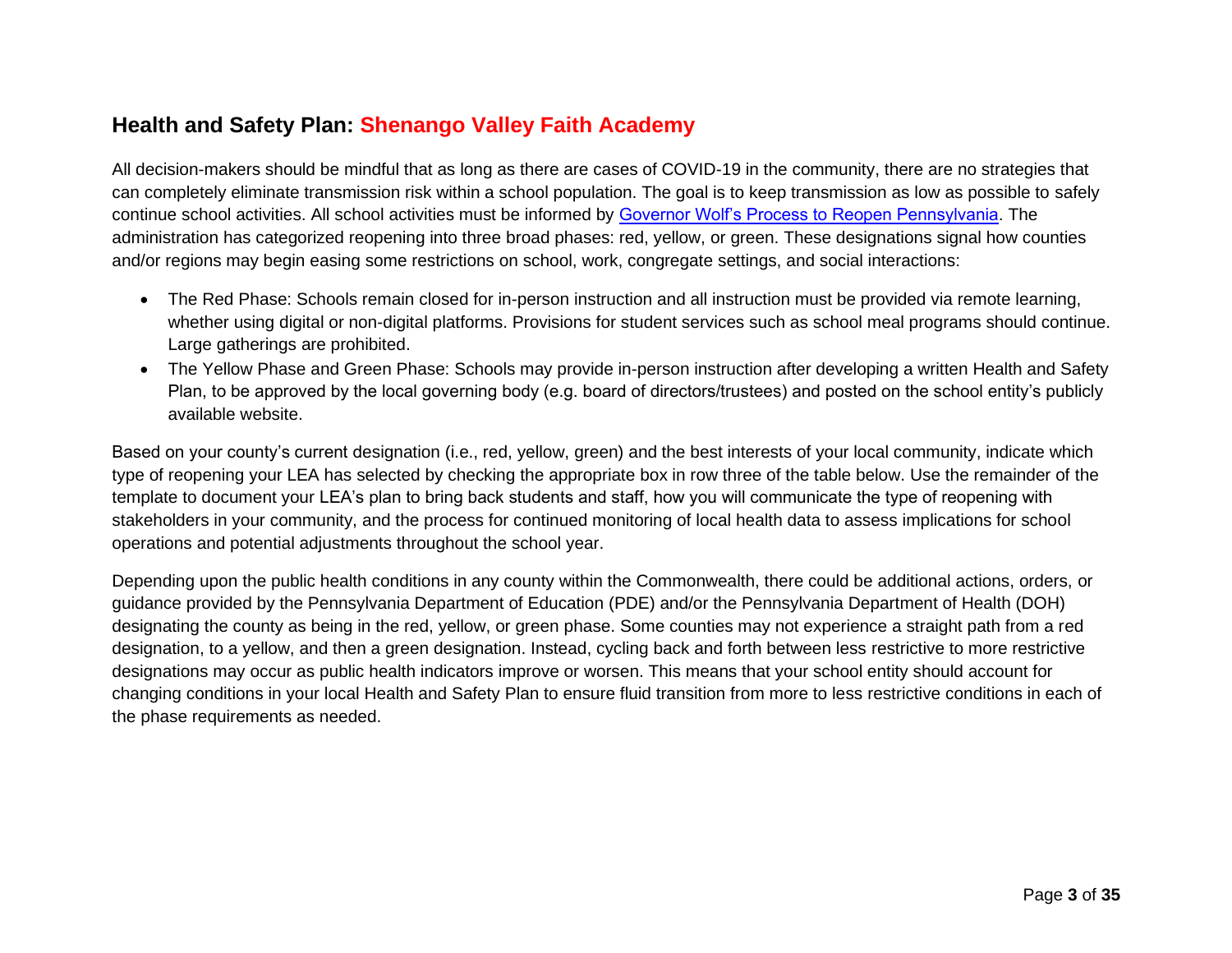## Health and Safety Plan: Shenango Valley Faith Academy

All decision-makers should be mindful that as long as there are cases of COVID-19 in the community, there are no strategies that can completely eliminate transmission risk within a school population. The goal is to keep transmission as low as possible to safely continue school activities. All school activities must be informed by [Governor Wolf's Process to Reopen Pennsylvania](). The administration has categorized reopening into three broad phases: red, yellow, or green. These designations signal how counties and/or regions may begin easing some restrictions on school, work, congregate settings, and social interactions:

- The Red Phase: Schools remain closed for in-person instruction and all instruction must be provided via remote learning, whether using digital or non-digital platforms. Provisions for student services such as school meal programs should continue. Large gatherings are prohibited.
- The Yellow Phase and Green Phase: Schools may provide in-person instruction after developing a written Health and Safety Plan, to be approved by the local governing body (e.g. board of directors/trustees) and posted on the school entity's publicly available website.

Based on your county's current designation (i.e., red, yellow, green) and the best interests of your local community, indicate which type of reopening your LEA has selected by checking the appropriate box in row three of the table below. Use the remainder of the template to document your LEA's plan to bring back students and staff, how you will communicate the type of reopening with stakeholders in your community, and the process for continued monitoring of local health data to assess implications for school operations and potential adjustments throughout the school year.

Depending upon the public health conditions in any county within the Commonwealth, there could be additional actions, orders, or guidance provided by the Pennsylvania Department of Education (PDE) and/or the Pennsylvania Department of Health (DOH) designating the county as being in the red, yellow, or green phase. Some counties may not experience a straight path from a red designation, to a yellow, and then a green designation. Instead, cycling back and forth between less restrictive to more restrictive designations may occur as public health indicators improve or worsen. This means that your school entity should account for changing conditions in your local Health and Safety Plan to ensure fluid transition from more to less restrictive conditions in each of the phase requirements as needed.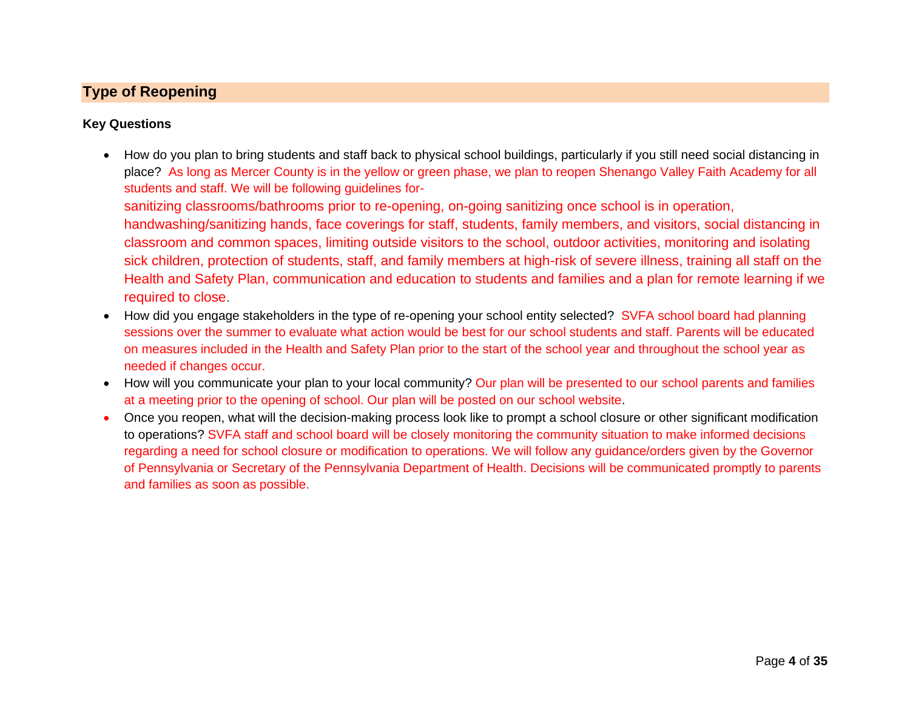## Type of Reopening

**Key Questions**

- How do you plan to bring students and staff back to physical school buildings, particularly if you still need social distancing in place? As long as Mercer County is in the yellow or green phase, we plan to reopen Shenango Valley Faith Academy for all students and staff. We will be following guidelines for-
  sanitizing classrooms/bathrooms prior to re-opening, on-going sanitizing once school is in operation, handwashing/sanitizing hands, face coverings for staff, students, family members, and visitors, social distancing in classroom and common spaces, limiting outside visitors to the school, outdoor activities, monitoring and isolating sick children, protection of students, staff, and family members at high-risk of severe illness, training all staff on the Health and Safety Plan, communication and education to students and families and a plan for remote learning if we required to close.
- How did you engage stakeholders in the type of re-opening your school entity selected? SVFA school board had planning sessions over the summer to evaluate what action would be best for our school students and staff. Parents will be educated on measures included in the Health and Safety Plan prior to the start of the school year and throughout the school year as needed if changes occur.
- How will you communicate your plan to your local community? Our plan will be presented to our school parents and families at a meeting prior to the opening of school. Our plan will be posted on our school website.
- Once you reopen, what will the decision-making process look like to prompt a school closure or other significant modification to operations? SVFA staff and school board will be closely monitoring the community situation to make informed decisions regarding a need for school closure or modification to operations. We will follow any guidance/orders given by the Governor of Pennsylvania or Secretary of the Pennsylvania Department of Health. Decisions will be communicated promptly to parents and families as soon as possible.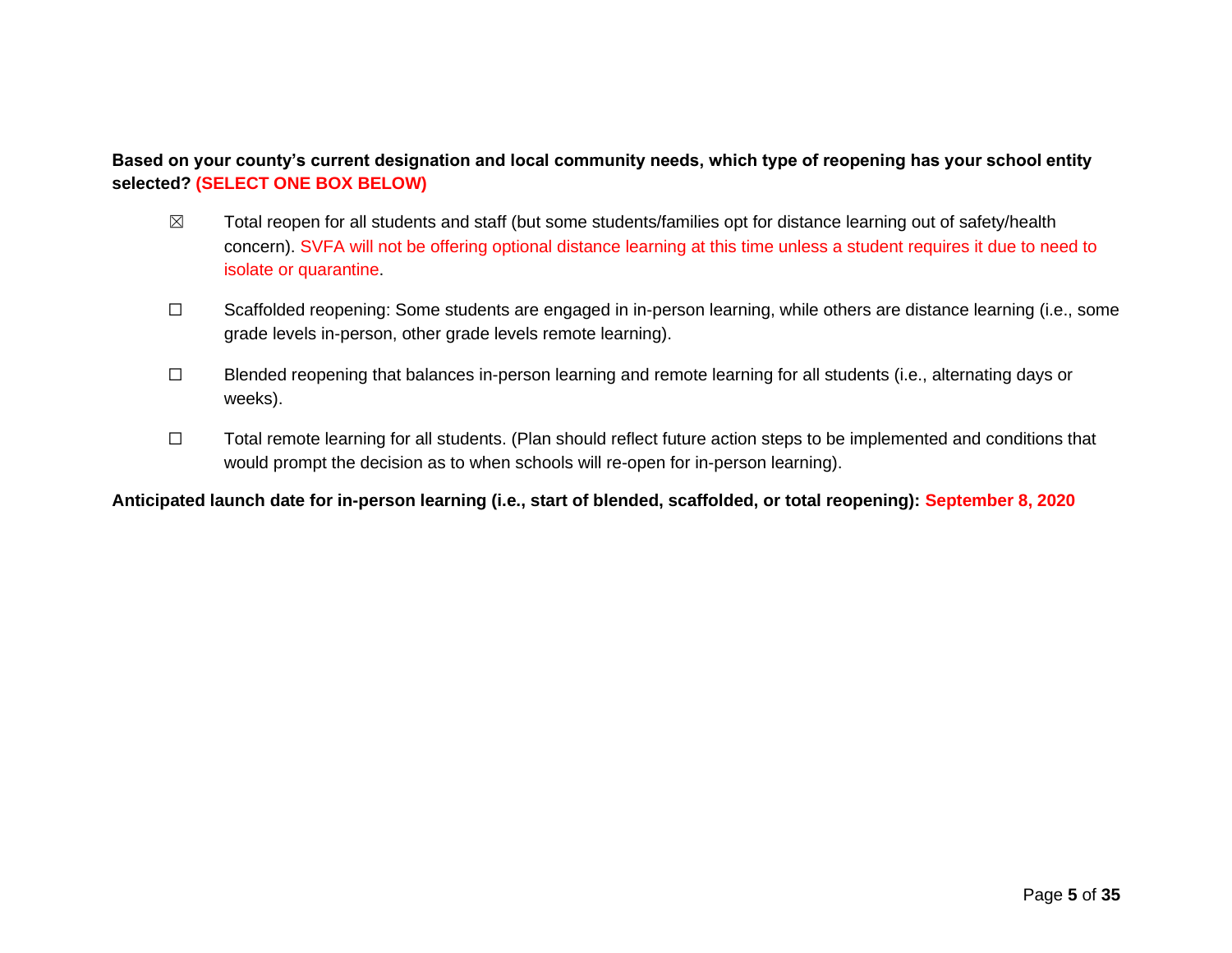**Based on your county's current designation and local community needs, which type of reopening has your school entity selected? (SELECT ONE BOX BELOW)**

- ☒ Total reopen for all students and staff (but some students/families opt for distance learning out of safety/health concern). SVFA will not be offering optional distance learning at this time unless a student requires it due to need to isolate or quarantine.

- ☐ Scaffolded reopening: Some students are engaged in in-person learning, while others are distance learning (i.e., some grade levels in-person, other grade levels remote learning).

- ☐ Blended reopening that balances in-person learning and remote learning for all students (i.e., alternating days or weeks).

- ☐ Total remote learning for all students. (Plan should reflect future action steps to be implemented and conditions that would prompt the decision as to when schools will re-open for in-person learning).

**Anticipated launch date for in-person learning (i.e., start of blended, scaffolded, or total reopening): September 8, 2020**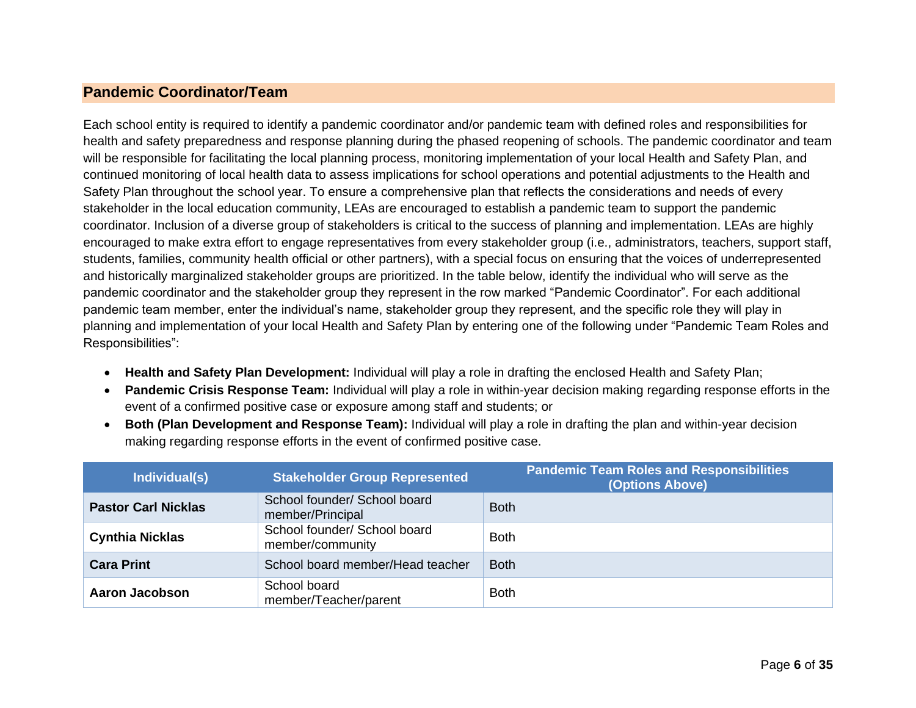## Pandemic Coordinator/Team

Each school entity is required to identify a pandemic coordinator and/or pandemic team with defined roles and responsibilities for health and safety preparedness and response planning during the phased reopening of schools. The pandemic coordinator and team will be responsible for facilitating the local planning process, monitoring implementation of your local Health and Safety Plan, and continued monitoring of local health data to assess implications for school operations and potential adjustments to the Health and Safety Plan throughout the school year. To ensure a comprehensive plan that reflects the considerations and needs of every stakeholder in the local education community, LEAs are encouraged to establish a pandemic team to support the pandemic coordinator. Inclusion of a diverse group of stakeholders is critical to the success of planning and implementation. LEAs are highly encouraged to make extra effort to engage representatives from every stakeholder group (i.e., administrators, teachers, support staff, students, families, community health official or other partners), with a special focus on ensuring that the voices of underrepresented and historically marginalized stakeholder groups are prioritized. In the table below, identify the individual who will serve as the pandemic coordinator and the stakeholder group they represent in the row marked "Pandemic Coordinator". For each additional pandemic team member, enter the individual's name, stakeholder group they represent, and the specific role they will play in planning and implementation of your local Health and Safety Plan by entering one of the following under "Pandemic Team Roles and Responsibilities":

- **Health and Safety Plan Development:** Individual will play a role in drafting the enclosed Health and Safety Plan;
- **Pandemic Crisis Response Team:** Individual will play a role in within-year decision making regarding response efforts in the event of a confirmed positive case or exposure among staff and students; or
- **Both (Plan Development and Response Team):** Individual will play a role in drafting the plan and within-year decision making regarding response efforts in the event of confirmed positive case.

| Individual(s) | Stakeholder Group Represented | Pandemic Team Roles and Responsibilities (Options Above) |
|---|---|---|
| **Pastor Carl Nicklas** | School founder/ School board member/Principal | Both |
| **Cynthia Nicklas** | School founder/ School board member/community | Both |
| **Cara Print** | School board member/Head teacher | Both |
| **Aaron Jacobson** | School board member/Teacher/parent | Both |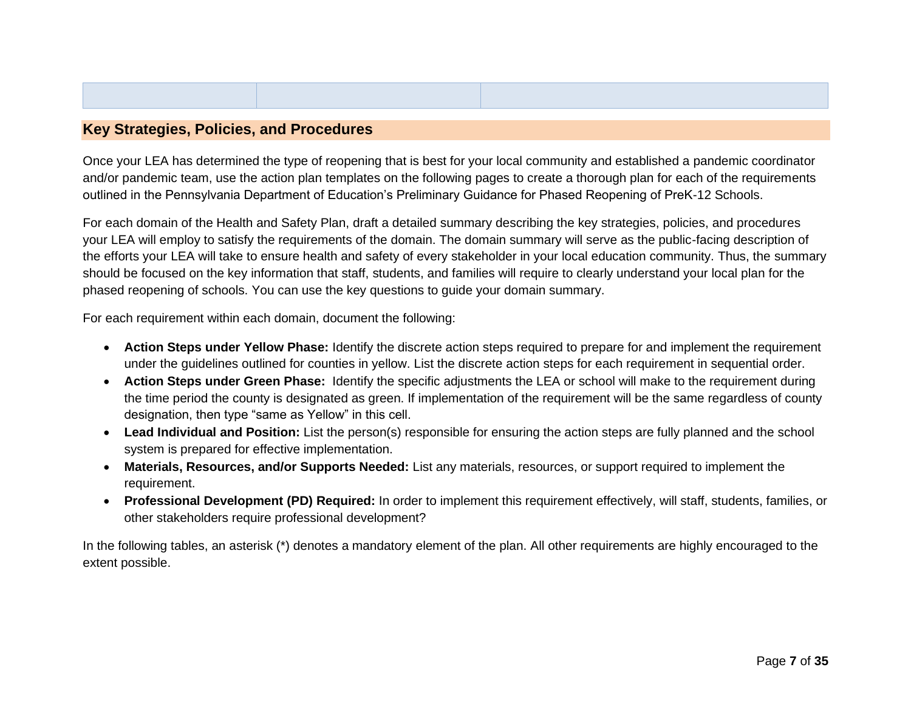| | | |
|---|---|---|
| | | |

## Key Strategies, Policies, and Procedures

Once your LEA has determined the type of reopening that is best for your local community and established a pandemic coordinator and/or pandemic team, use the action plan templates on the following pages to create a thorough plan for each of the requirements outlined in the Pennsylvania Department of Education's Preliminary Guidance for Phased Reopening of PreK-12 Schools.

For each domain of the Health and Safety Plan, draft a detailed summary describing the key strategies, policies, and procedures your LEA will employ to satisfy the requirements of the domain. The domain summary will serve as the public-facing description of the efforts your LEA will take to ensure health and safety of every stakeholder in your local education community. Thus, the summary should be focused on the key information that staff, students, and families will require to clearly understand your local plan for the phased reopening of schools. You can use the key questions to guide your domain summary.

For each requirement within each domain, document the following:

- **Action Steps under Yellow Phase:** Identify the discrete action steps required to prepare for and implement the requirement under the guidelines outlined for counties in yellow. List the discrete action steps for each requirement in sequential order.
- **Action Steps under Green Phase:** Identify the specific adjustments the LEA or school will make to the requirement during the time period the county is designated as green. If implementation of the requirement will be the same regardless of county designation, then type "same as Yellow" in this cell.
- **Lead Individual and Position:** List the person(s) responsible for ensuring the action steps are fully planned and the school system is prepared for effective implementation.
- **Materials, Resources, and/or Supports Needed:** List any materials, resources, or support required to implement the requirement.
- **Professional Development (PD) Required:** In order to implement this requirement effectively, will staff, students, families, or other stakeholders require professional development?

In the following tables, an asterisk (*) denotes a mandatory element of the plan. All other requirements are highly encouraged to the extent possible.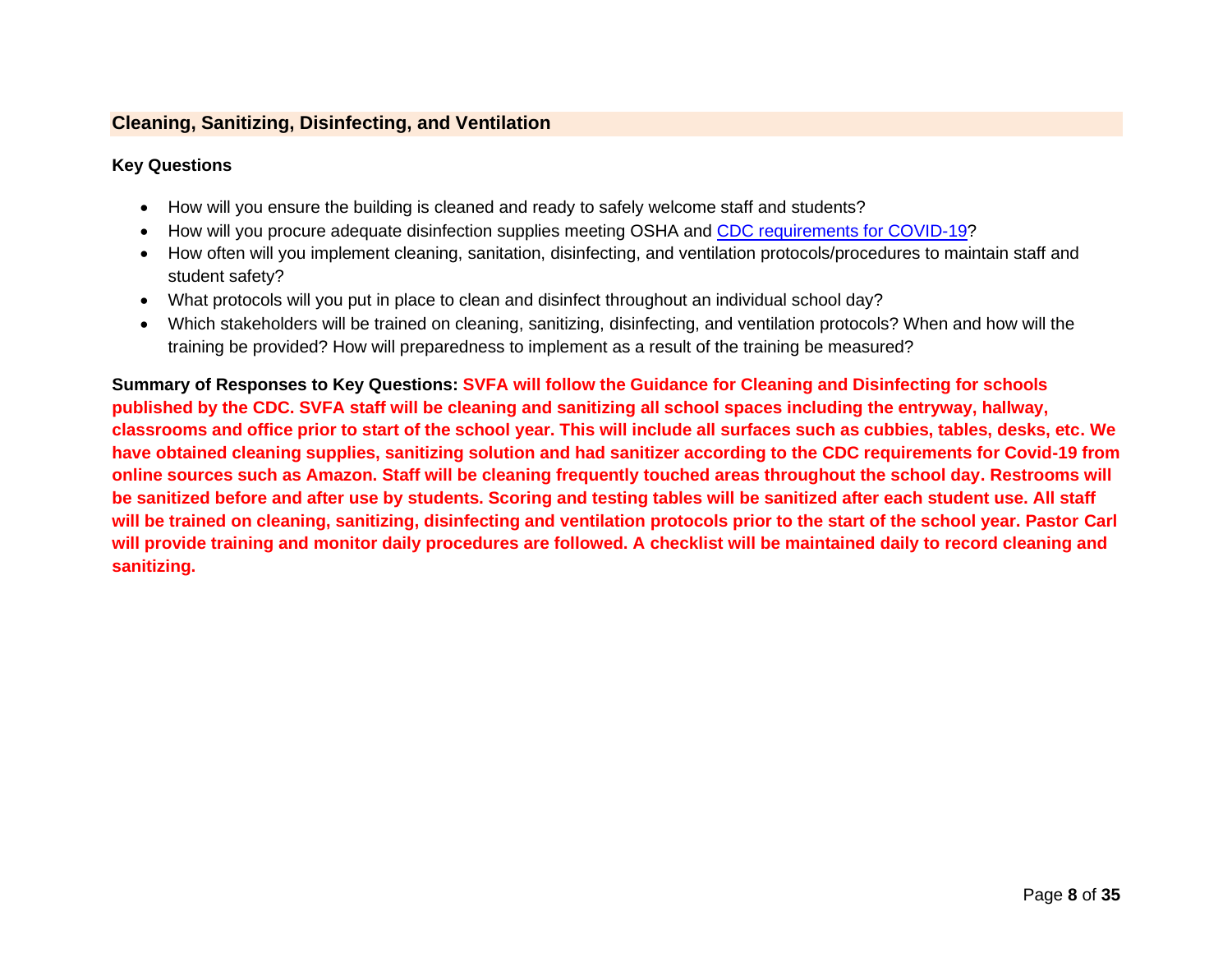## Cleaning, Sanitizing, Disinfecting, and Ventilation

**Key Questions**

- How will you ensure the building is cleaned and ready to safely welcome staff and students?
- How will you procure adequate disinfection supplies meeting OSHA and CDC requirements for COVID-19?
- How often will you implement cleaning, sanitation, disinfecting, and ventilation protocols/procedures to maintain staff and student safety?
- What protocols will you put in place to clean and disinfect throughout an individual school day?
- Which stakeholders will be trained on cleaning, sanitizing, disinfecting, and ventilation protocols? When and how will the training be provided? How will preparedness to implement as a result of the training be measured?

**Summary of Responses to Key Questions: SVFA will follow the Guidance for Cleaning and Disinfecting for schools published by the CDC. SVFA staff will be cleaning and sanitizing all school spaces including the entryway, hallway, classrooms and office prior to start of the school year. This will include all surfaces such as cubbies, tables, desks, etc. We have obtained cleaning supplies, sanitizing solution and had sanitizer according to the CDC requirements for Covid-19 from online sources such as Amazon. Staff will be cleaning frequently touched areas throughout the school day. Restrooms will be sanitized before and after use by students. Scoring and testing tables will be sanitized after each student use. All staff will be trained on cleaning, sanitizing, disinfecting and ventilation protocols prior to the start of the school year. Pastor Carl will provide training and monitor daily procedures are followed. A checklist will be maintained daily to record cleaning and sanitizing.**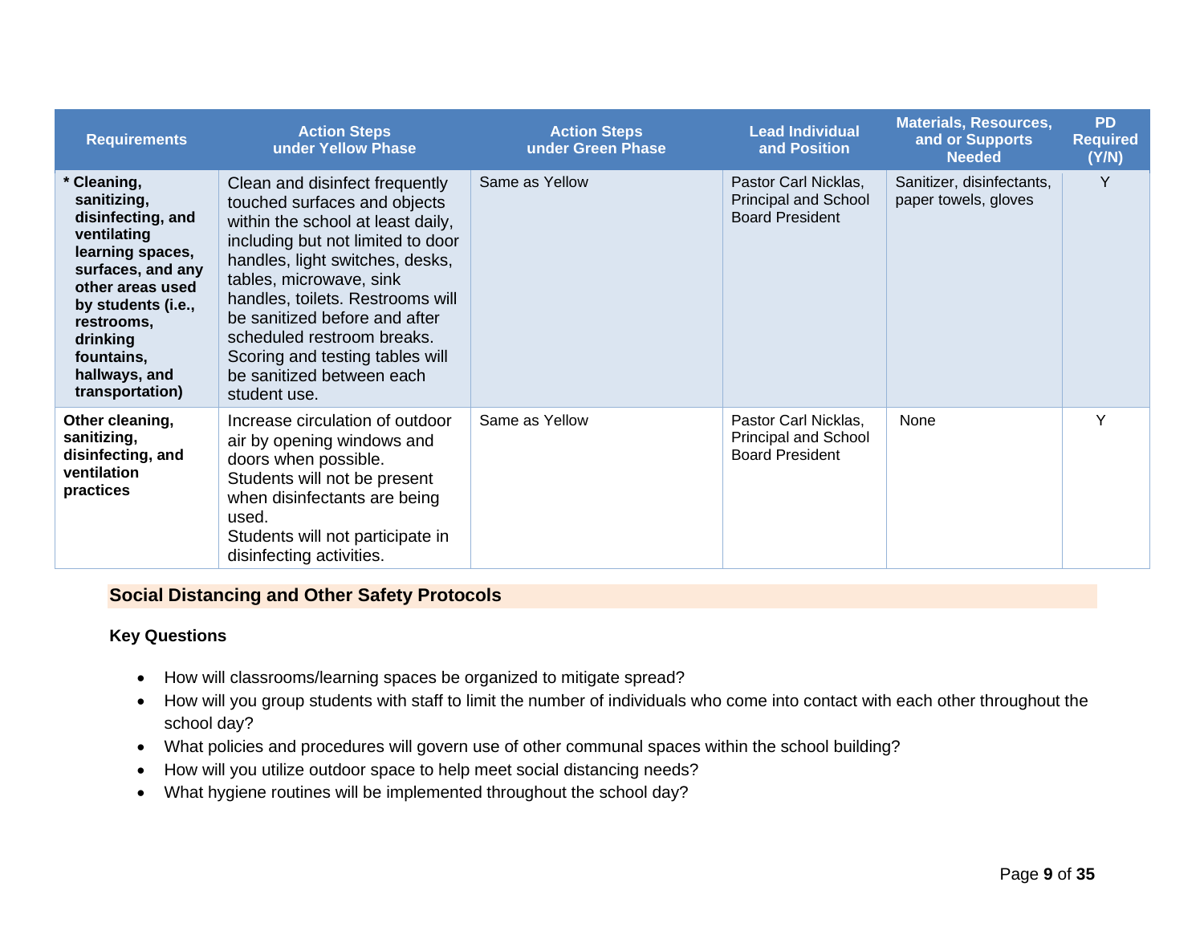| Requirements | Action Steps under Yellow Phase | Action Steps under Green Phase | Lead Individual and Position | Materials, Resources, and or Supports Needed | PD Required (Y/N) |
|---|---|---|---|---|---|
| **\* Cleaning, sanitizing, disinfecting, and ventilating learning spaces, surfaces, and any other areas used by students (i.e., restrooms, drinking fountains, hallways, and transportation)** | Clean and disinfect frequently touched surfaces and objects within the school at least daily, including but not limited to door handles, light switches, desks, tables, microwave, sink handles, toilets. Restrooms will be sanitized before and after scheduled restroom breaks. Scoring and testing tables will be sanitized between each student use. | Same as Yellow | Pastor Carl Nicklas, Principal and School Board President | Sanitizer, disinfectants, paper towels, gloves | Y |
| **Other cleaning, sanitizing, disinfecting, and ventilation practices** | Increase circulation of outdoor air by opening windows and doors when possible. Students will not be present when disinfectants are being used. Students will not participate in disinfecting activities. | Same as Yellow | Pastor Carl Nicklas, Principal and School Board President | None | Y |

## Social Distancing and Other Safety Protocols

### Key Questions

- How will classrooms/learning spaces be organized to mitigate spread?
- How will you group students with staff to limit the number of individuals who come into contact with each other throughout the school day?
- What policies and procedures will govern use of other communal spaces within the school building?
- How will you utilize outdoor space to help meet social distancing needs?
- What hygiene routines will be implemented throughout the school day?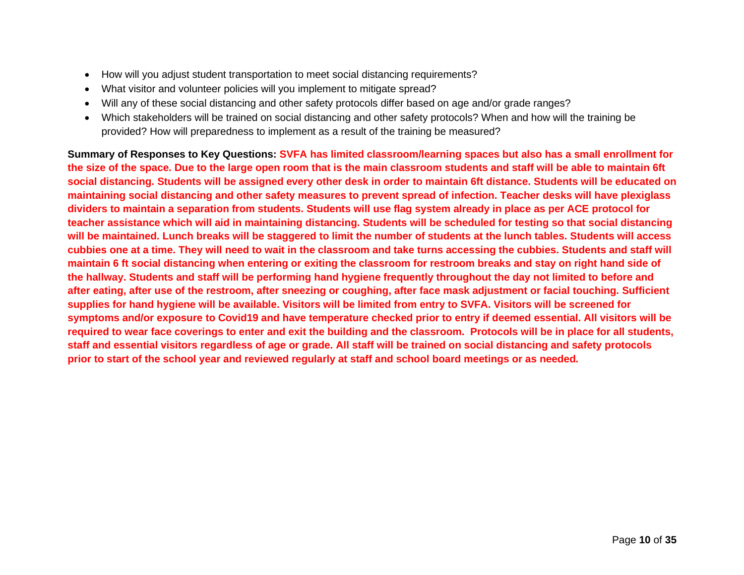- How will you adjust student transportation to meet social distancing requirements?
- What visitor and volunteer policies will you implement to mitigate spread?
- Will any of these social distancing and other safety protocols differ based on age and/or grade ranges?
- Which stakeholders will be trained on social distancing and other safety protocols? When and how will the training be provided? How will preparedness to implement as a result of the training be measured?

**Summary of Responses to Key Questions:** **SVFA has limited classroom/learning spaces but also has a small enrollment for the size of the space. Due to the large open room that is the main classroom students and staff will be able to maintain 6ft social distancing. Students will be assigned every other desk in order to maintain 6ft distance. Students will be educated on maintaining social distancing and other safety measures to prevent spread of infection. Teacher desks will have plexiglass dividers to maintain a separation from students. Students will use flag system already in place as per ACE protocol for teacher assistance which will aid in maintaining distancing. Students will be scheduled for testing so that social distancing will be maintained. Lunch breaks will be staggered to limit the number of students at the lunch tables. Students will access cubbies one at a time. They will need to wait in the classroom and take turns accessing the cubbies. Students and staff will maintain 6 ft social distancing when entering or exiting the classroom for restroom breaks and stay on right hand side of the hallway. Students and staff will be performing hand hygiene frequently throughout the day not limited to before and after eating, after use of the restroom, after sneezing or coughing, after face mask adjustment or facial touching. Sufficient supplies for hand hygiene will be available. Visitors will be limited from entry to SVFA. Visitors will be screened for symptoms and/or exposure to Covid19 and have temperature checked prior to entry if deemed essential. All visitors will be required to wear face coverings to enter and exit the building and the classroom. Protocols will be in place for all students, staff and essential visitors regardless of age or grade. All staff will be trained on social distancing and safety protocols prior to start of the school year and reviewed regularly at staff and school board meetings or as needed.**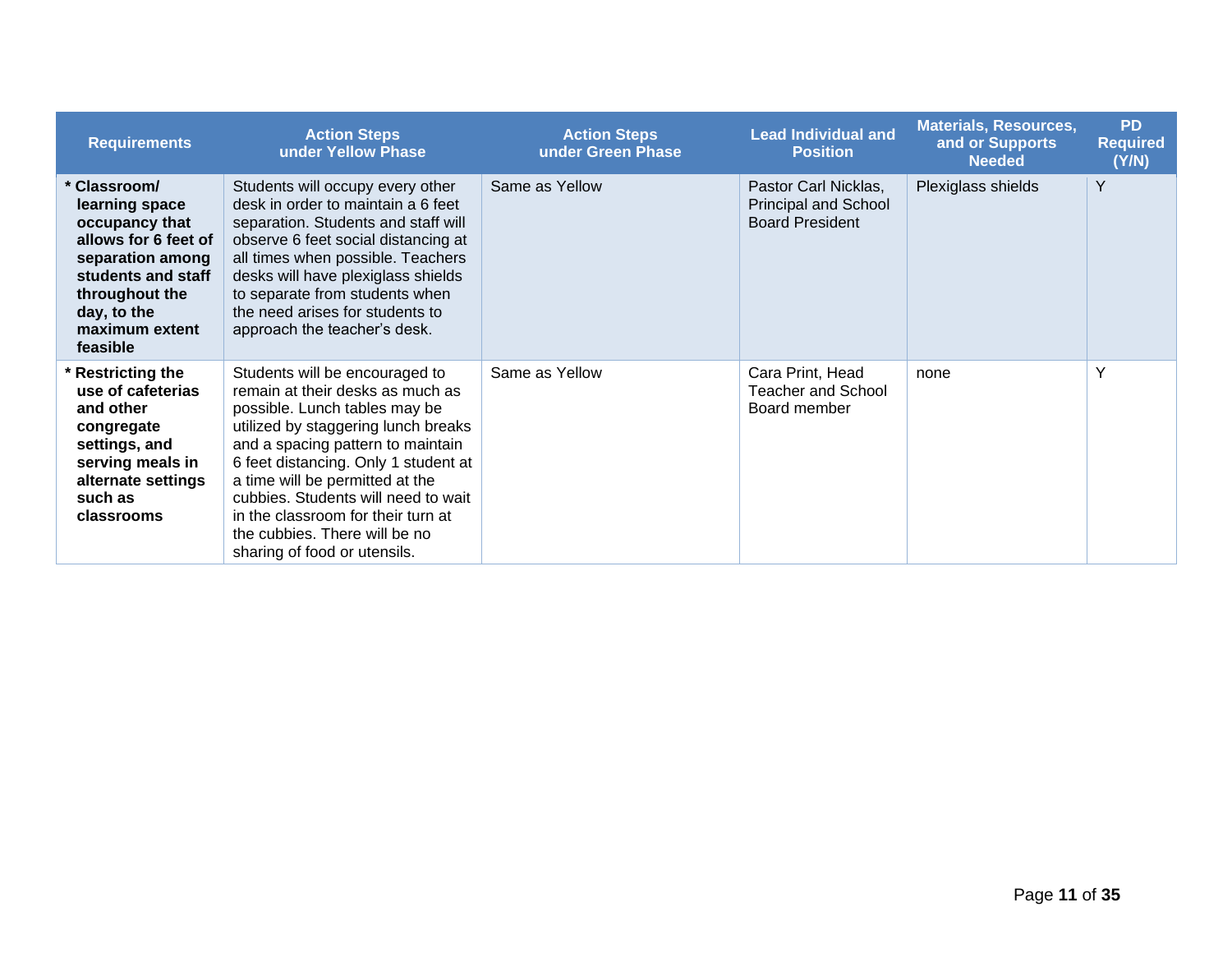| Requirements | Action Steps under Yellow Phase | Action Steps under Green Phase | Lead Individual and Position | Materials, Resources, and or Supports Needed | PD Required (Y/N) |
|---|---|---|---|---|---|
| **\* Classroom/ learning space occupancy that allows for 6 feet of separation among students and staff throughout the day, to the maximum extent feasible** | Students will occupy every other desk in order to maintain a 6 feet separation. Students and staff will observe 6 feet social distancing at all times when possible. Teachers desks will have plexiglass shields to separate from students when the need arises for students to approach the teacher's desk. | Same as Yellow | Pastor Carl Nicklas, Principal and School Board President | Plexiglass shields | Y |
| **\* Restricting the use of cafeterias and other congregate settings, and serving meals in alternate settings such as classrooms** | Students will be encouraged to remain at their desks as much as possible. Lunch tables may be utilized by staggering lunch breaks and a spacing pattern to maintain 6 feet distancing. Only 1 student at a time will be permitted at the cubbies. Students will need to wait in the classroom for their turn at the cubbies. There will be no sharing of food or utensils. | Same as Yellow | Cara Print, Head Teacher and School Board member | none | Y |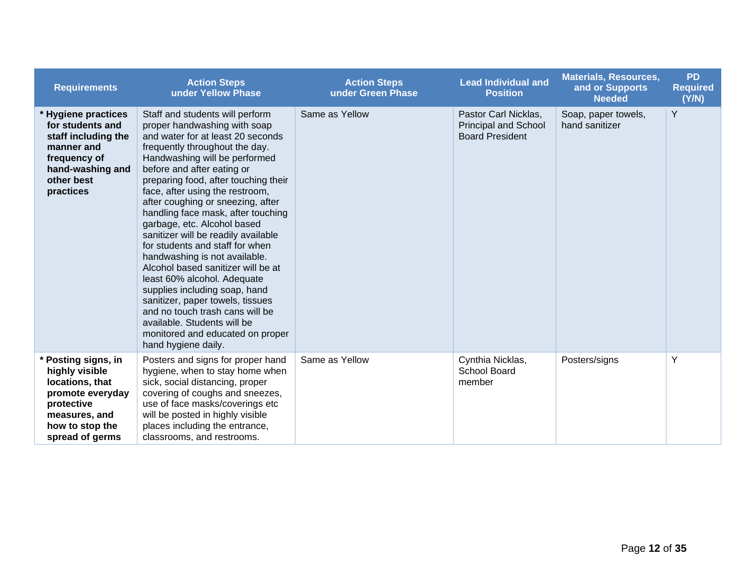| Requirements | Action Steps under Yellow Phase | Action Steps under Green Phase | Lead Individual and Position | Materials, Resources, and or Supports Needed | PD Required (Y/N) |
|---|---|---|---|---|---|
| **\* Hygiene practices for students and staff including the manner and frequency of hand-washing and other best practices** | Staff and students will perform proper handwashing with soap and water for at least 20 seconds frequently throughout the day. Handwashing will be performed before and after eating or preparing food, after touching their face, after using the restroom, after coughing or sneezing, after handling face mask, after touching garbage, etc. Alcohol based sanitizer will be readily available for students and staff for when handwashing is not available. Alcohol based sanitizer will be at least 60% alcohol. Adequate supplies including soap, hand sanitizer, paper towels, tissues and no touch trash cans will be available. Students will be monitored and educated on proper hand hygiene daily. | Same as Yellow | Pastor Carl Nicklas, Principal and School Board President | Soap, paper towels, hand sanitizer | Y |
| **\* Posting signs, in highly visible locations, that promote everyday protective measures, and how to stop the spread of germs** | Posters and signs for proper hand hygiene, when to stay home when sick, social distancing, proper covering of coughs and sneezes, use of face masks/coverings etc will be posted in highly visible places including the entrance, classrooms, and restrooms. | Same as Yellow | Cynthia Nicklas, School Board member | Posters/signs | Y |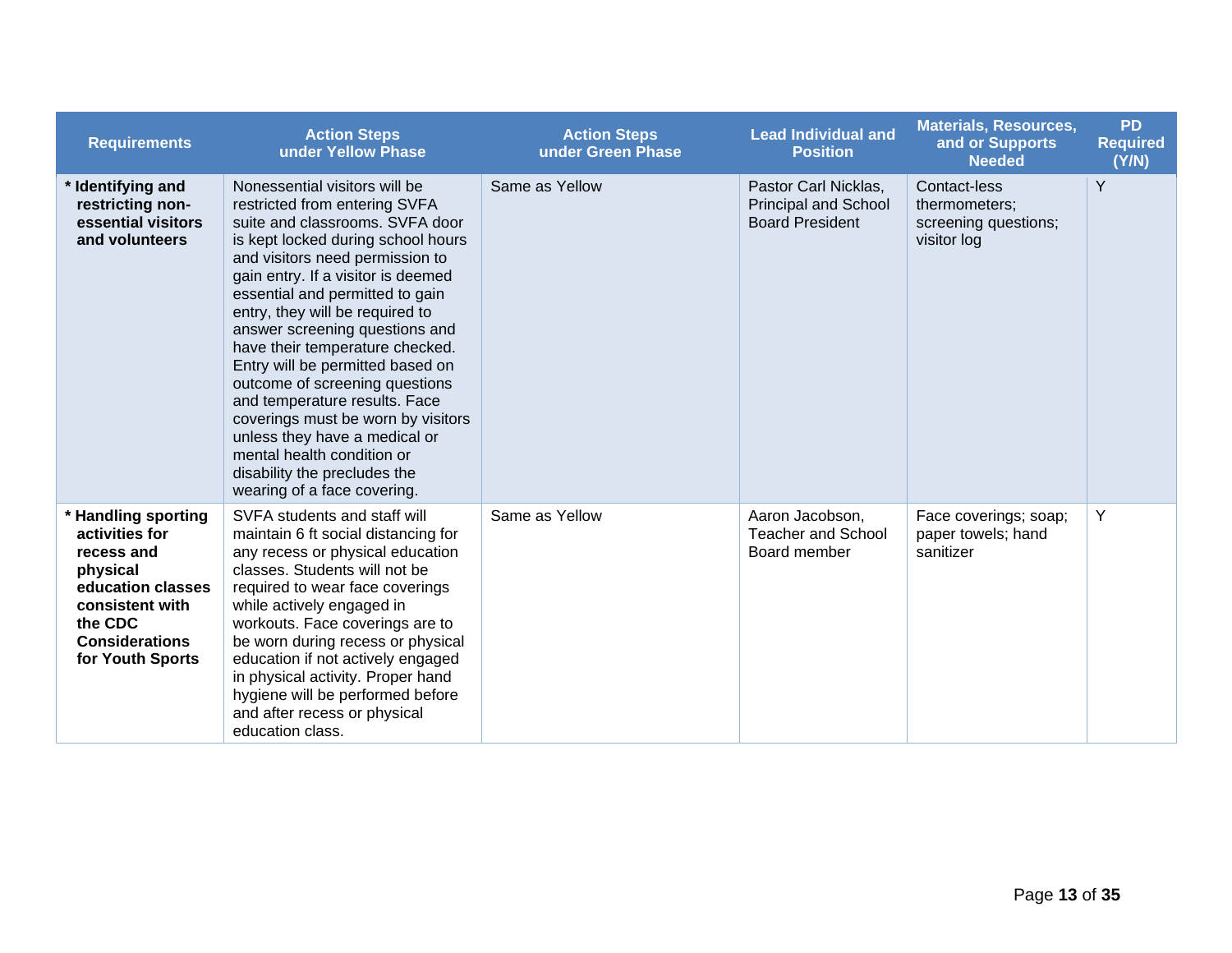| Requirements | Action Steps under Yellow Phase | Action Steps under Green Phase | Lead Individual and Position | Materials, Resources, and or Supports Needed | PD Required (Y/N) |
|---|---|---|---|---|---|
| **\* Identifying and restricting non-essential visitors and volunteers** | Nonessential visitors will be restricted from entering SVFA suite and classrooms. SVFA door is kept locked during school hours and visitors need permission to gain entry. If a visitor is deemed essential and permitted to gain entry, they will be required to answer screening questions and have their temperature checked. Entry will be permitted based on outcome of screening questions and temperature results. Face coverings must be worn by visitors unless they have a medical or mental health condition or disability the precludes the wearing of a face covering. | Same as Yellow | Pastor Carl Nicklas, Principal and School Board President | Contact-less thermometers; screening questions; visitor log | Y |
| **\* Handling sporting activities for recess and physical education classes consistent with the CDC Considerations for Youth Sports** | SVFA students and staff will maintain 6 ft social distancing for any recess or physical education classes. Students will not be required to wear face coverings while actively engaged in workouts. Face coverings are to be worn during recess or physical education if not actively engaged in physical activity. Proper hand hygiene will be performed before and after recess or physical education class. | Same as Yellow | Aaron Jacobson, Teacher and School Board member | Face coverings; soap; paper towels; hand sanitizer | Y |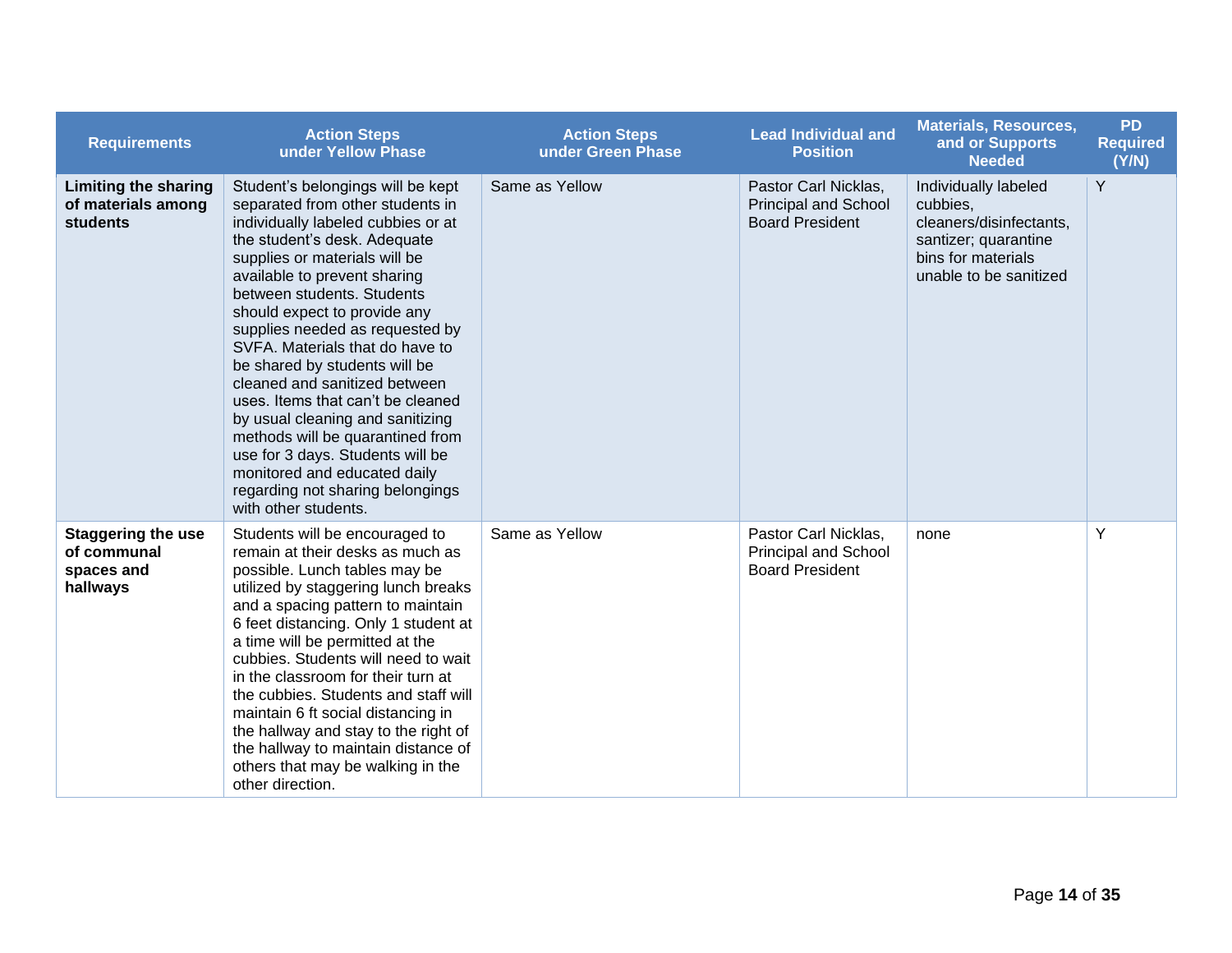| Requirements | Action Steps under Yellow Phase | Action Steps under Green Phase | Lead Individual and Position | Materials, Resources, and or Supports Needed | PD Required (Y/N) |
|---|---|---|---|---|---|
| **Limiting the sharing of materials among students** | Student's belongings will be kept separated from other students in individually labeled cubbies or at the student's desk. Adequate supplies or materials will be available to prevent sharing between students. Students should expect to provide any supplies needed as requested by SVFA. Materials that do have to be shared by students will be cleaned and sanitized between uses. Items that can't be cleaned by usual cleaning and sanitizing methods will be quarantined from use for 3 days. Students will be monitored and educated daily regarding not sharing belongings with other students. | Same as Yellow | Pastor Carl Nicklas, Principal and School Board President | Individually labeled cubbies, cleaners/disinfectants, santizer; quarantine bins for materials unable to be sanitized | Y |
| **Staggering the use of communal spaces and hallways** | Students will be encouraged to remain at their desks as much as possible. Lunch tables may be utilized by staggering lunch breaks and a spacing pattern to maintain 6 feet distancing. Only 1 student at a time will be permitted at the cubbies. Students will need to wait in the classroom for their turn at the cubbies. Students and staff will maintain 6 ft social distancing in the hallway and stay to the right of the hallway to maintain distance of others that may be walking in the other direction. | Same as Yellow | Pastor Carl Nicklas, Principal and School Board President | none | Y |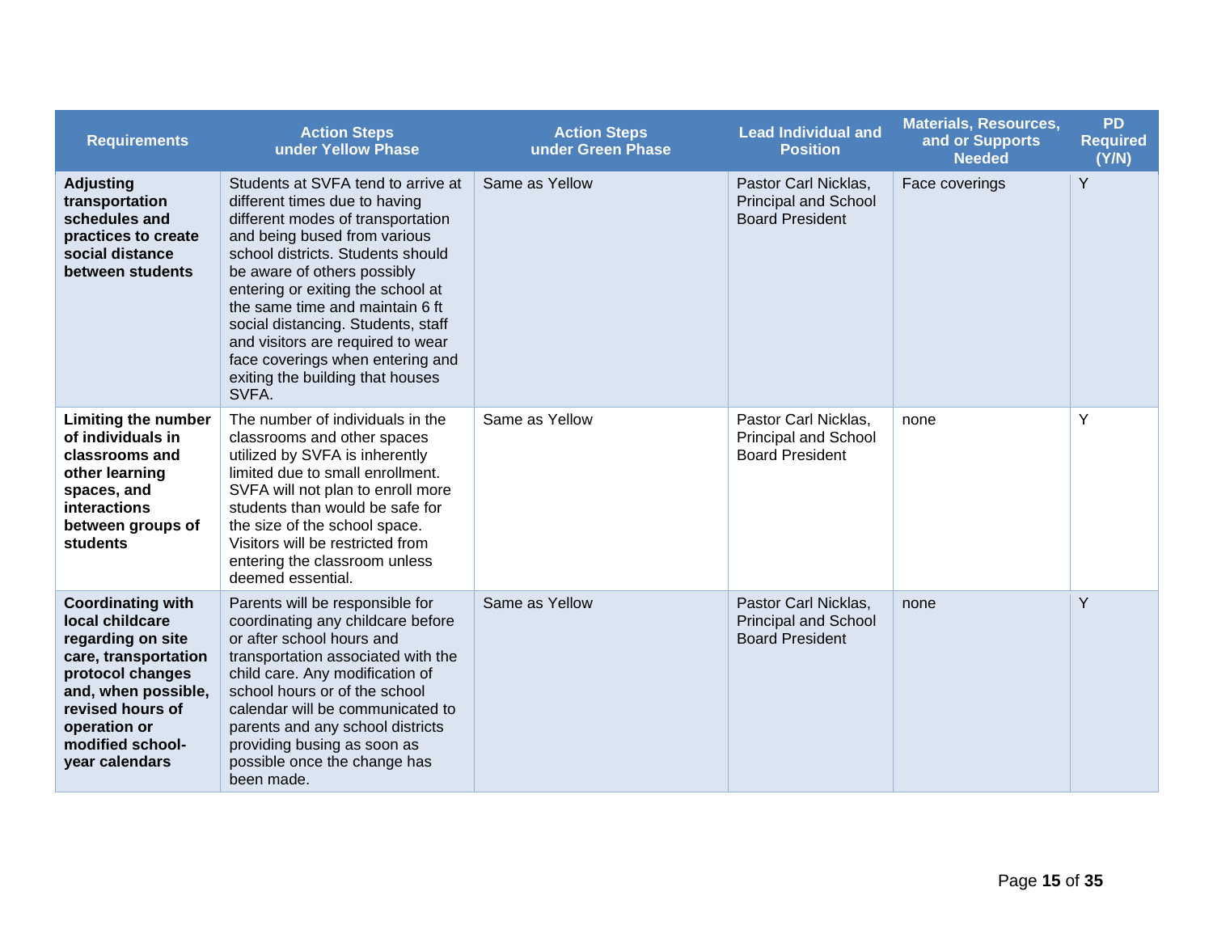| Requirements | Action Steps under Yellow Phase | Action Steps under Green Phase | Lead Individual and Position | Materials, Resources, and or Supports Needed | PD Required (Y/N) |
|---|---|---|---|---|---|
| **Adjusting transportation schedules and practices to create social distance between students** | Students at SVFA tend to arrive at different times due to having different modes of transportation and being bused from various school districts. Students should be aware of others possibly entering or exiting the school at the same time and maintain 6 ft social distancing. Students, staff and visitors are required to wear face coverings when entering and exiting the building that houses SVFA. | Same as Yellow | Pastor Carl Nicklas, Principal and School Board President | Face coverings | Y |
| **Limiting the number of individuals in classrooms and other learning spaces, and interactions between groups of students** | The number of individuals in the classrooms and other spaces utilized by SVFA is inherently limited due to small enrollment. SVFA will not plan to enroll more students than would be safe for the size of the school space. Visitors will be restricted from entering the classroom unless deemed essential. | Same as Yellow | Pastor Carl Nicklas, Principal and School Board President | none | Y |
| **Coordinating with local childcare regarding on site care, transportation protocol changes and, when possible, revised hours of operation or modified school-year calendars** | Parents will be responsible for coordinating any childcare before or after school hours and transportation associated with the child care. Any modification of school hours or of the school calendar will be communicated to parents and any school districts providing busing as soon as possible once the change has been made. | Same as Yellow | Pastor Carl Nicklas, Principal and School Board President | none | Y |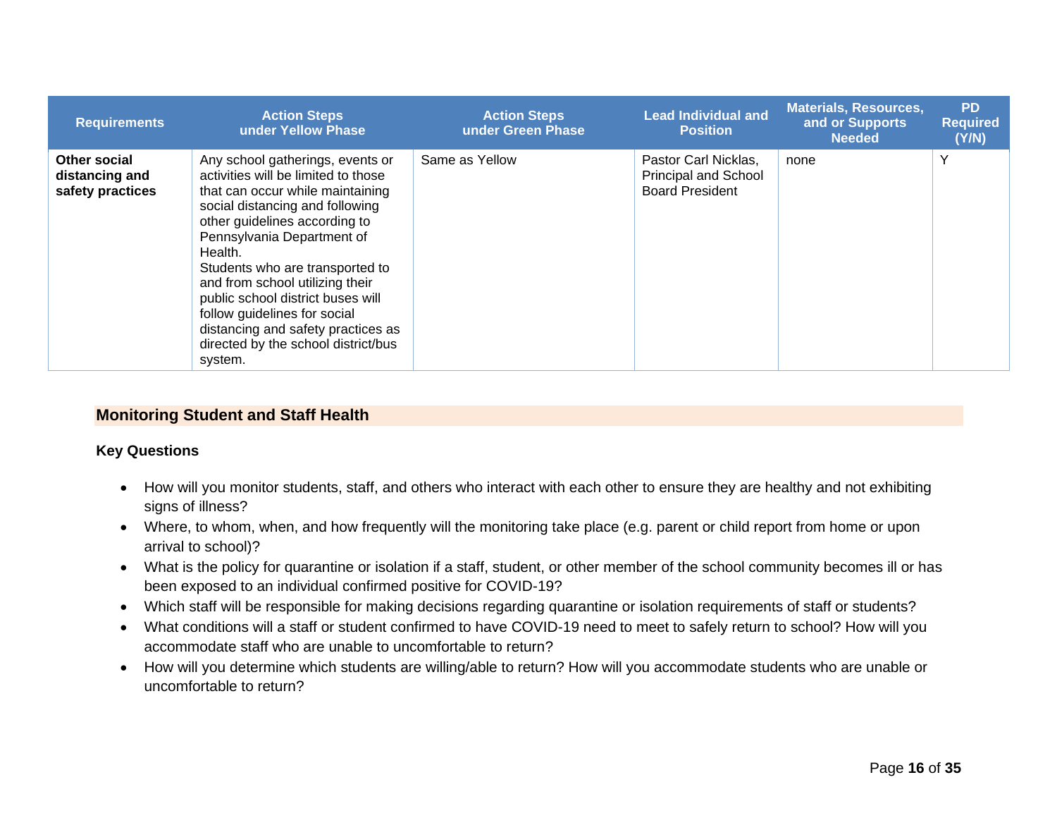| Requirements | Action Steps under Yellow Phase | Action Steps under Green Phase | Lead Individual and Position | Materials, Resources, and or Supports Needed | PD Required (Y/N) |
|---|---|---|---|---|---|
| **Other social distancing and safety practices** | Any school gatherings, events or activities will be limited to those that can occur while maintaining social distancing and following other guidelines according to Pennsylvania Department of Health.<br>Students who are transported to and from school utilizing their public school district buses will follow guidelines for social distancing and safety practices as directed by the school district/bus system. | Same as Yellow | Pastor Carl Nicklas, Principal and School Board President | none | Y |

## Monitoring Student and Staff Health

### Key Questions

- How will you monitor students, staff, and others who interact with each other to ensure they are healthy and not exhibiting signs of illness?
- Where, to whom, when, and how frequently will the monitoring take place (e.g. parent or child report from home or upon arrival to school)?
- What is the policy for quarantine or isolation if a staff, student, or other member of the school community becomes ill or has been exposed to an individual confirmed positive for COVID-19?
- Which staff will be responsible for making decisions regarding quarantine or isolation requirements of staff or students?
- What conditions will a staff or student confirmed to have COVID-19 need to meet to safely return to school? How will you accommodate staff who are unable to uncomfortable to return?
- How will you determine which students are willing/able to return? How will you accommodate students who are unable or uncomfortable to return?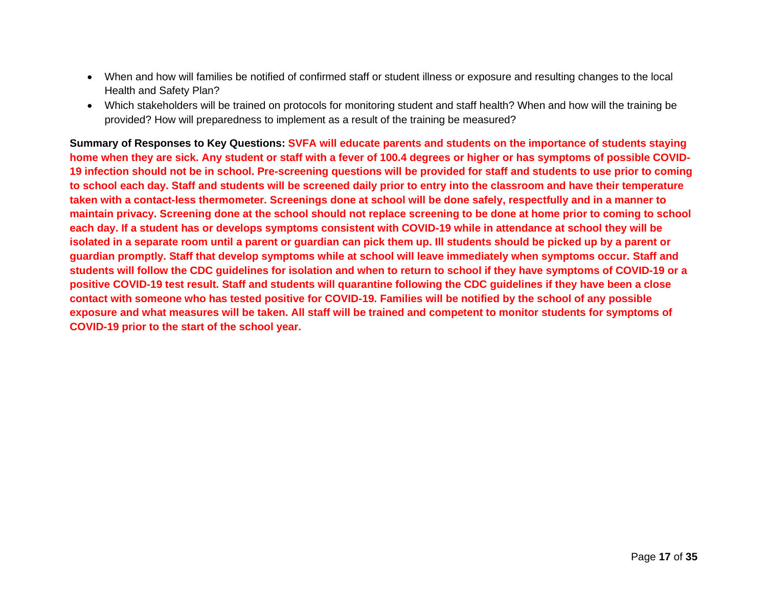- When and how will families be notified of confirmed staff or student illness or exposure and resulting changes to the local Health and Safety Plan?
- Which stakeholders will be trained on protocols for monitoring student and staff health? When and how will the training be provided? How will preparedness to implement as a result of the training be measured?

**Summary of Responses to Key Questions: SVFA will educate parents and students on the importance of students staying home when they are sick. Any student or staff with a fever of 100.4 degrees or higher or has symptoms of possible COVID-19 infection should not be in school. Pre-screening questions will be provided for staff and students to use prior to coming to school each day. Staff and students will be screened daily prior to entry into the classroom and have their temperature taken with a contact-less thermometer. Screenings done at school will be done safely, respectfully and in a manner to maintain privacy. Screening done at the school should not replace screening to be done at home prior to coming to school each day. If a student has or develops symptoms consistent with COVID-19 while in attendance at school they will be isolated in a separate room until a parent or guardian can pick them up. Ill students should be picked up by a parent or guardian promptly. Staff that develop symptoms while at school will leave immediately when symptoms occur. Staff and students will follow the CDC guidelines for isolation and when to return to school if they have symptoms of COVID-19 or a positive COVID-19 test result. Staff and students will quarantine following the CDC guidelines if they have been a close contact with someone who has tested positive for COVID-19. Families will be notified by the school of any possible exposure and what measures will be taken. All staff will be trained and competent to monitor students for symptoms of COVID-19 prior to the start of the school year.**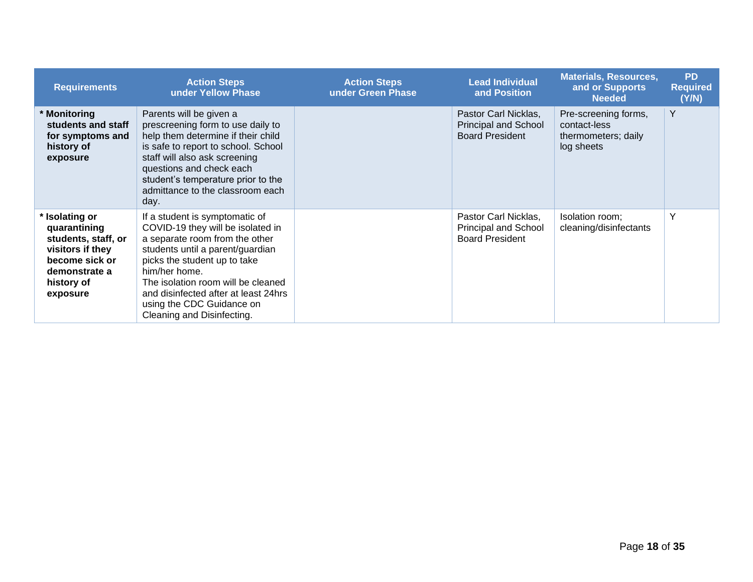| Requirements | Action Steps under Yellow Phase | Action Steps under Green Phase | Lead Individual and Position | Materials, Resources, and or Supports Needed | PD Required (Y/N) |
|---|---|---|---|---|---|
| **\* Monitoring students and staff for symptoms and history of exposure** | Parents will be given a prescreening form to use daily to help them determine if their child is safe to report to school. School staff will also ask screening questions and check each student's temperature prior to the admittance to the classroom each day. | | Pastor Carl Nicklas, Principal and School Board President | Pre-screening forms, contact-less thermometers; daily log sheets | Y |
| **\* Isolating or quarantining students, staff, or visitors if they become sick or demonstrate a history of exposure** | If a student is symptomatic of COVID-19 they will be isolated in a separate room from the other students until a parent/guardian picks the student up to take him/her home. The isolation room will be cleaned and disinfected after at least 24hrs using the CDC Guidance on Cleaning and Disinfecting. | | Pastor Carl Nicklas, Principal and School Board President | Isolation room; cleaning/disinfectants | Y |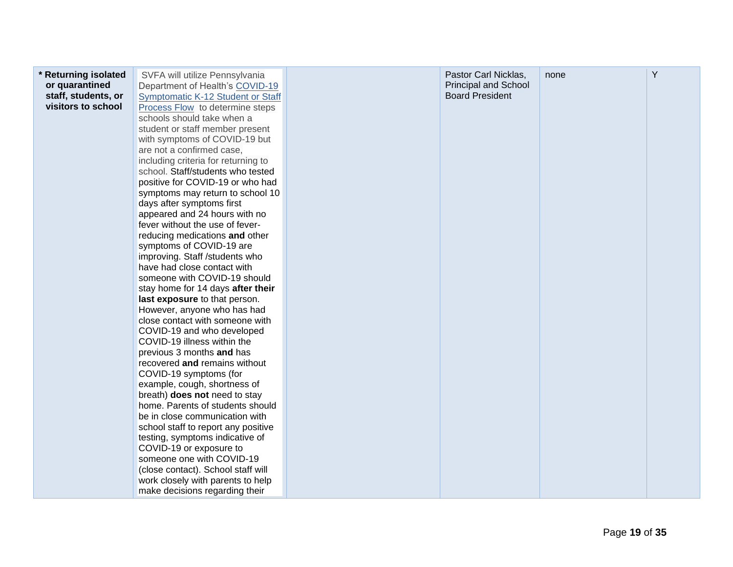| * **Returning isolated or quarantined staff, students, or visitors to school** | SVFA will utilize Pennsylvania Department of Health's [COVID-19 Symptomatic K-12 Student or Staff Process Flow](#) to determine steps schools should take when a student or staff member present with symptoms of COVID-19 but are not a confirmed case, including criteria for returning to school. Staff/students who tested positive for COVID-19 or who had symptoms may return to school 10 days after symptoms first appeared and 24 hours with no fever without the use of fever-reducing medications **and** other symptoms of COVID-19 are improving. Staff /students who have had close contact with someone with COVID-19 should stay home for 14 days **after their last exposure** to that person. However, anyone who has had close contact with someone with COVID-19 and who developed COVID-19 illness within the previous 3 months **and** has recovered **and** remains without COVID-19 symptoms (for example, cough, shortness of breath) **does not** need to stay home. Parents of students should be in close communication with school staff to report any positive testing, symptoms indicative of COVID-19 or exposure to someone one with COVID-19 (close contact). School staff will work closely with parents to help make decisions regarding their | | Pastor Carl Nicklas, Principal and School Board President | none | Y |
|---|---|---|---|---|---|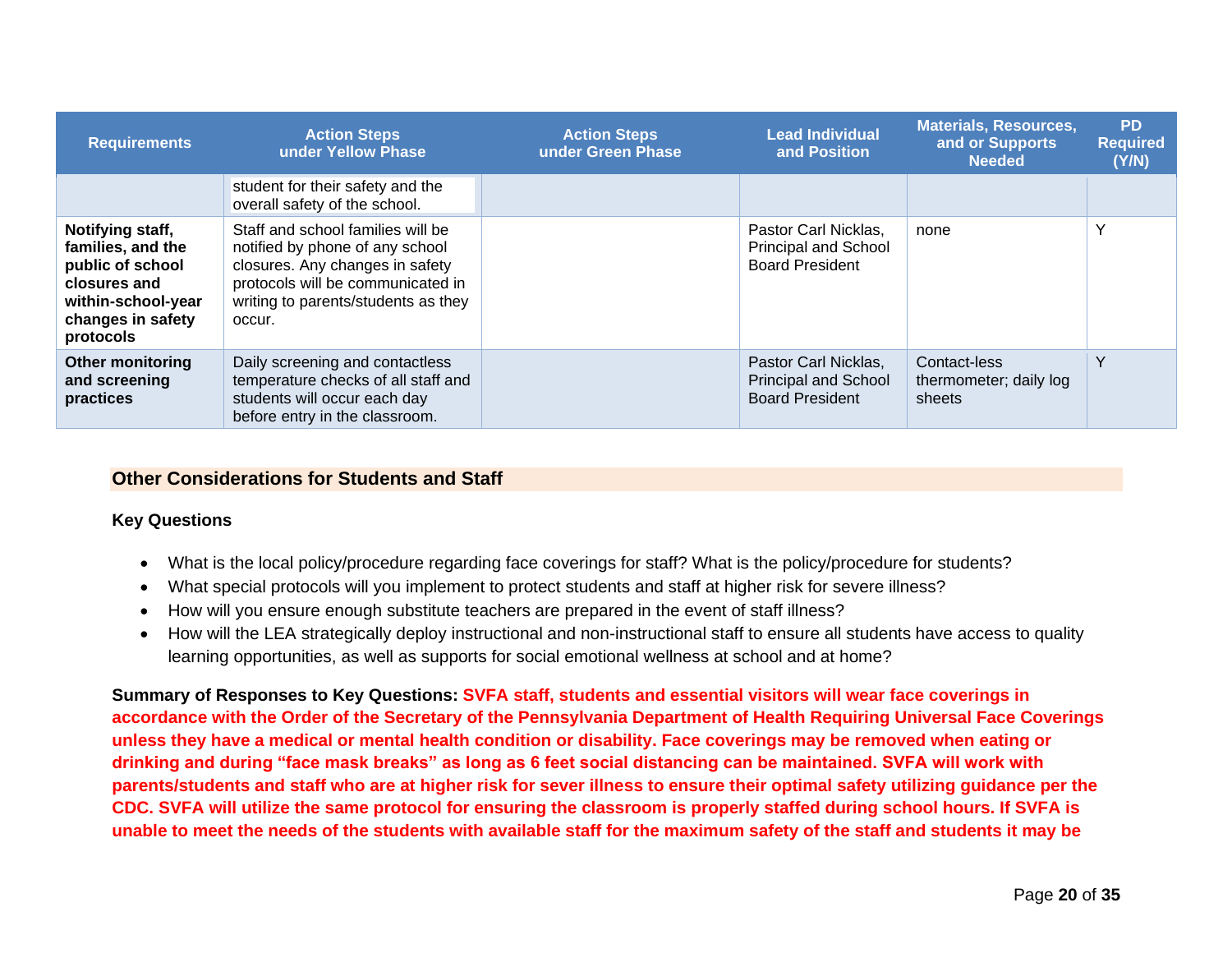| Requirements | Action Steps under Yellow Phase | Action Steps under Green Phase | Lead Individual and Position | Materials, Resources, and or Supports Needed | PD Required (Y/N) |
|---|---|---|---|---|---|
| | student for their safety and the overall safety of the school. | | | | |
| **Notifying staff, families, and the public of school closures and within-school-year changes in safety protocols** | Staff and school families will be notified by phone of any school closures. Any changes in safety protocols will be communicated in writing to parents/students as they occur. | | Pastor Carl Nicklas, Principal and School Board President | none | Y |
| **Other monitoring and screening practices** | Daily screening and contactless temperature checks of all staff and students will occur each day before entry in the classroom. | | Pastor Carl Nicklas, Principal and School Board President | Contact-less thermometer; daily log sheets | Y |

## Other Considerations for Students and Staff

**Key Questions**

- What is the local policy/procedure regarding face coverings for staff? What is the policy/procedure for students?
- What special protocols will you implement to protect students and staff at higher risk for severe illness?
- How will you ensure enough substitute teachers are prepared in the event of staff illness?
- How will the LEA strategically deploy instructional and non-instructional staff to ensure all students have access to quality learning opportunities, as well as supports for social emotional wellness at school and at home?

**Summary of Responses to Key Questions:** **SVFA staff, students and essential visitors will wear face coverings in accordance with the Order of the Secretary of the Pennsylvania Department of Health Requiring Universal Face Coverings unless they have a medical or mental health condition or disability. Face coverings may be removed when eating or drinking and during "face mask breaks" as long as 6 feet social distancing can be maintained. SVFA will work with parents/students and staff who are at higher risk for sever illness to ensure their optimal safety utilizing guidance per the CDC. SVFA will utilize the same protocol for ensuring the classroom is properly staffed during school hours. If SVFA is unable to meet the needs of the students with available staff for the maximum safety of the staff and students it may be**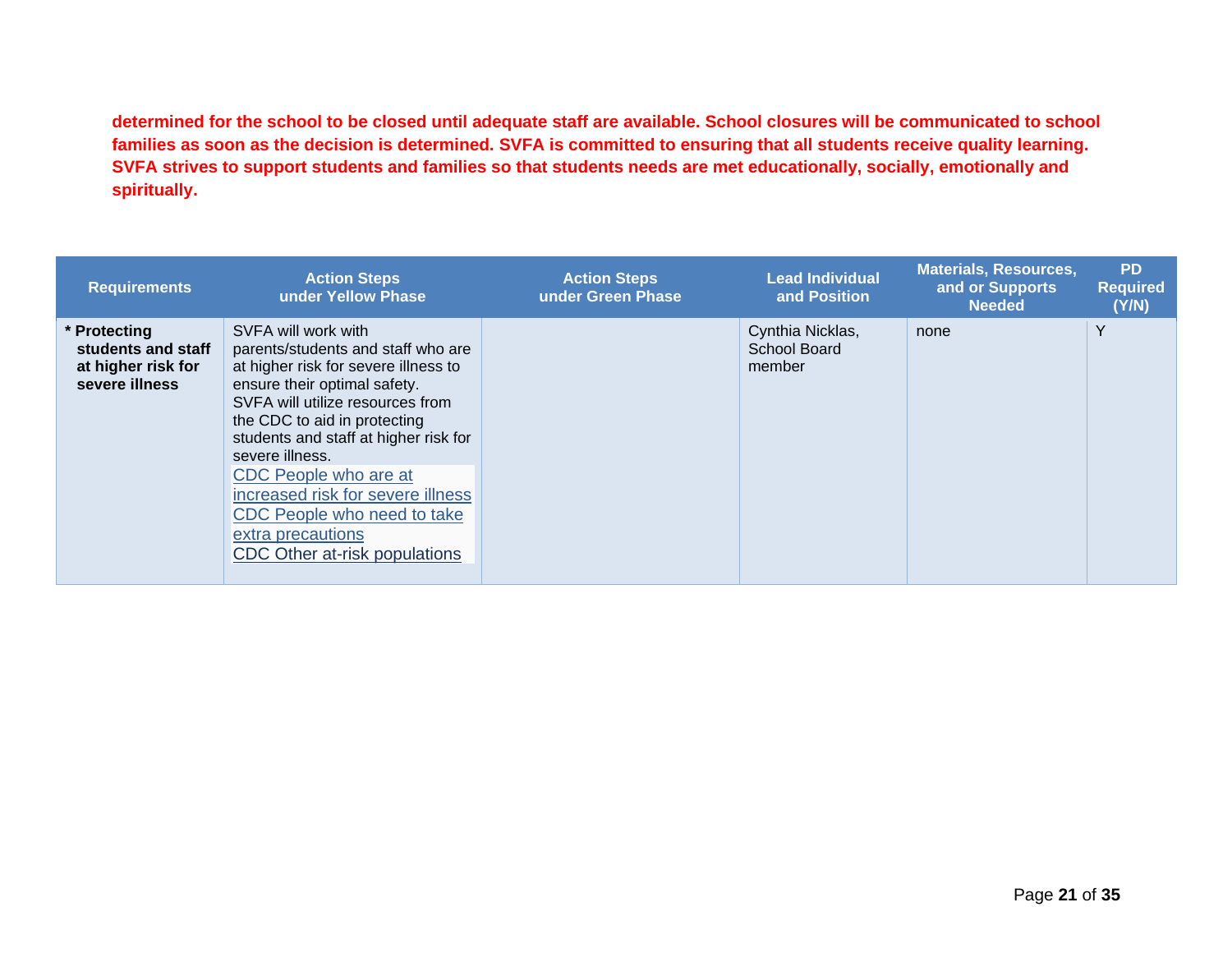**determined for the school to be closed until adequate staff are available. School closures will be communicated to school families as soon as the decision is determined. SVFA is committed to ensuring that all students receive quality learning. SVFA strives to support students and families so that students needs are met educationally, socially, emotionally and spiritually.**

| Requirements | Action Steps under Yellow Phase | Action Steps under Green Phase | Lead Individual and Position | Materials, Resources, and or Supports Needed | PD Required (Y/N) |
|---|---|---|---|---|---|
| **\* Protecting students and staff at higher risk for severe illness** | SVFA will work with parents/students and staff who are at higher risk for severe illness to ensure their optimal safety. SVFA will utilize resources from the CDC to aid in protecting students and staff at higher risk for severe illness. CDC People who are at increased risk for severe illness CDC People who need to take extra precautions CDC Other at-risk populations | | Cynthia Nicklas, School Board member | none | Y |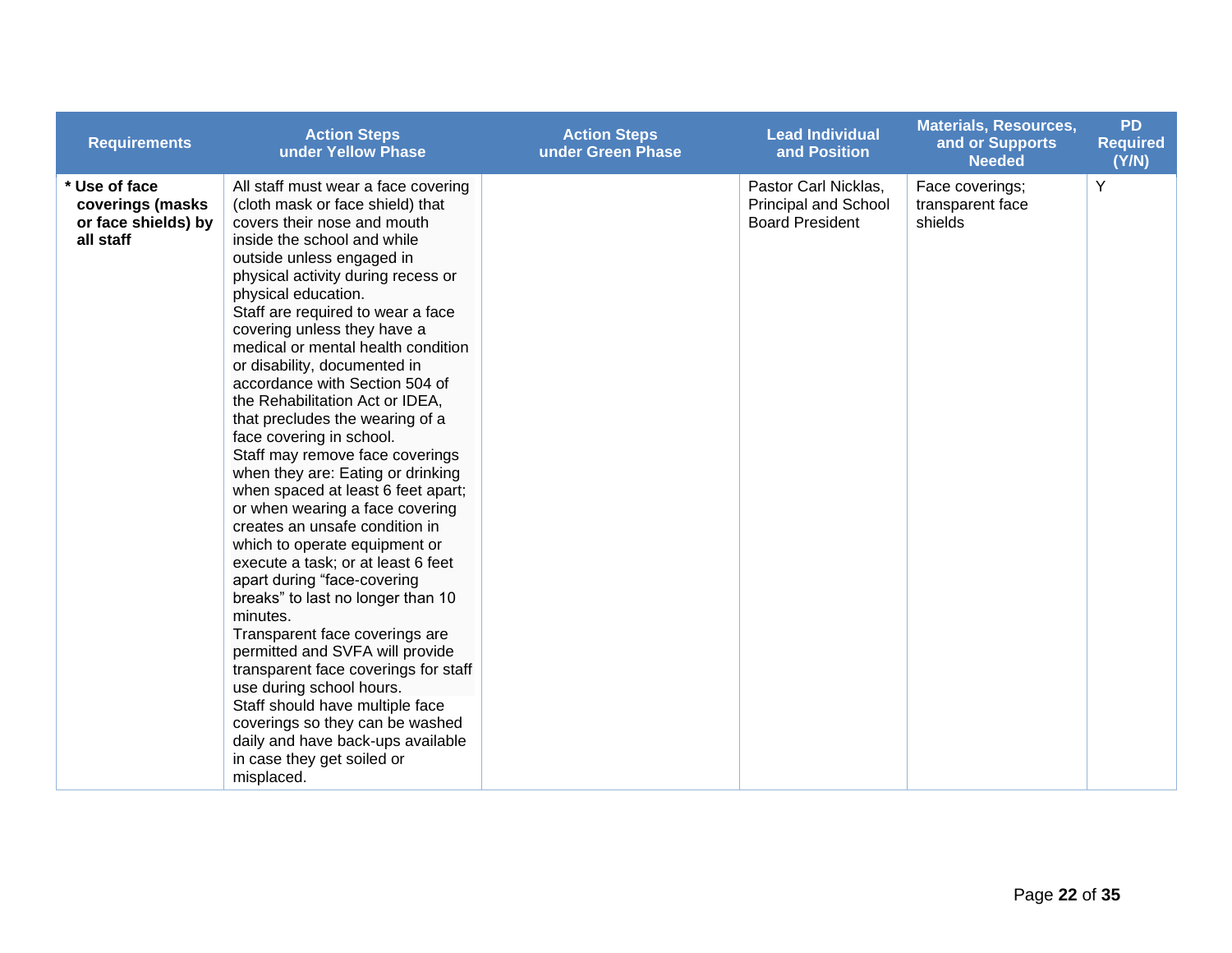| Requirements | Action Steps under Yellow Phase | Action Steps under Green Phase | Lead Individual and Position | Materials, Resources, and or Supports Needed | PD Required (Y/N) |
|---|---|---|---|---|---|
| **\* Use of face coverings (masks or face shields) by all staff** | All staff must wear a face covering (cloth mask or face shield) that covers their nose and mouth inside the school and while outside unless engaged in physical activity during recess or physical education.<br>Staff are required to wear a face covering unless they have a medical or mental health condition or disability, documented in accordance with Section 504 of the Rehabilitation Act or IDEA, that precludes the wearing of a face covering in school.<br>Staff may remove face coverings when they are: Eating or drinking when spaced at least 6 feet apart; or when wearing a face covering creates an unsafe condition in which to operate equipment or execute a task; or at least 6 feet apart during "face-covering breaks" to last no longer than 10 minutes.<br>Transparent face coverings are permitted and SVFA will provide transparent face coverings for staff use during school hours.<br>Staff should have multiple face coverings so they can be washed daily and have back-ups available in case they get soiled or misplaced. | | Pastor Carl Nicklas, Principal and School Board President | Face coverings; transparent face shields | Y |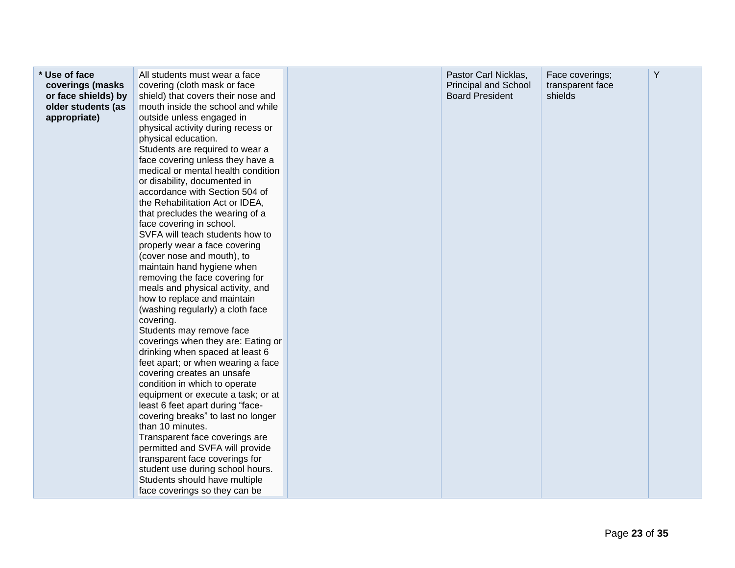| | | | | | |
|---|---|---|---|---|---|
| **\* Use of face coverings (masks or face shields) by older students (as appropriate)** | All students must wear a face covering (cloth mask or face shield) that covers their nose and mouth inside the school and while outside unless engaged in physical activity during recess or physical education.<br>Students are required to wear a face covering unless they have a medical or mental health condition or disability, documented in accordance with Section 504 of the Rehabilitation Act or IDEA, that precludes the wearing of a face covering in school.<br>SVFA will teach students how to properly wear a face covering (cover nose and mouth), to maintain hand hygiene when removing the face covering for meals and physical activity, and how to replace and maintain (washing regularly) a cloth face covering.<br>Students may remove face coverings when they are: Eating or drinking when spaced at least 6 feet apart; or when wearing a face covering creates an unsafe condition in which to operate equipment or execute a task; or at least 6 feet apart during "face-covering breaks" to last no longer than 10 minutes.<br>Transparent face coverings are permitted and SVFA will provide transparent face coverings for student use during school hours.<br>Students should have multiple face coverings so they can be | | Pastor Carl Nicklas, Principal and School Board President | Face coverings; transparent face shields | Y |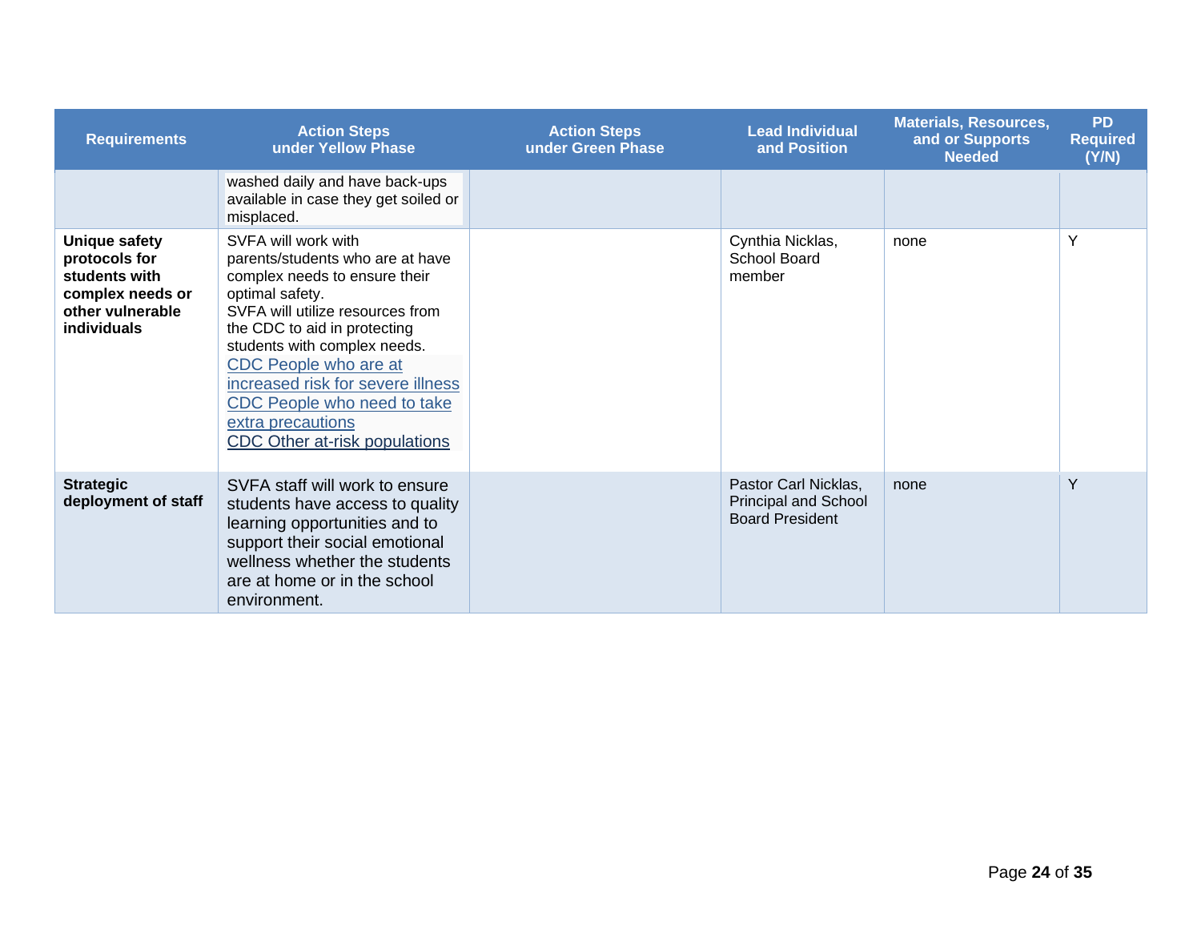| Requirements | Action Steps under Yellow Phase | Action Steps under Green Phase | Lead Individual and Position | Materials, Resources, and or Supports Needed | PD Required (Y/N) |
|---|---|---|---|---|---|
| | washed daily and have back-ups available in case they get soiled or misplaced. | | | | |
| **Unique safety protocols for students with complex needs or other vulnerable individuals** | SVFA will work with parents/students who are at have complex needs to ensure their optimal safety.<br>SVFA will utilize resources from the CDC to aid in protecting students with complex needs.<br>CDC People who are at increased risk for severe illness<br>CDC People who need to take extra precautions<br>CDC Other at-risk populations | | Cynthia Nicklas, School Board member | none | Y |
| **Strategic deployment of staff** | SVFA staff will work to ensure students have access to quality learning opportunities and to support their social emotional wellness whether the students are at home or in the school environment. | | Pastor Carl Nicklas, Principal and School Board President | none | Y |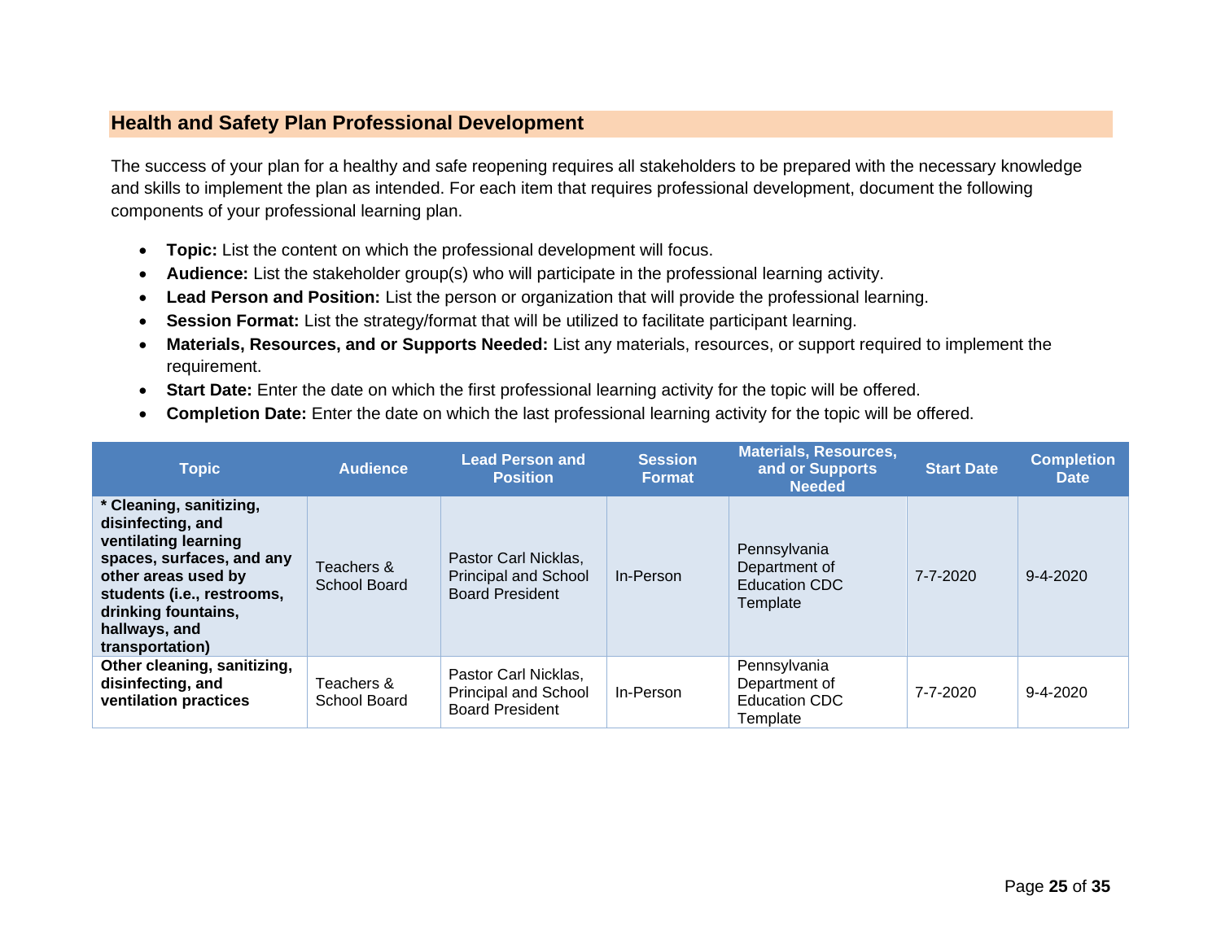## Health and Safety Plan Professional Development

The success of your plan for a healthy and safe reopening requires all stakeholders to be prepared with the necessary knowledge and skills to implement the plan as intended. For each item that requires professional development, document the following components of your professional learning plan.

- **Topic:** List the content on which the professional development will focus.
- **Audience:** List the stakeholder group(s) who will participate in the professional learning activity.
- **Lead Person and Position:** List the person or organization that will provide the professional learning.
- **Session Format:** List the strategy/format that will be utilized to facilitate participant learning.
- **Materials, Resources, and or Supports Needed:** List any materials, resources, or support required to implement the requirement.
- **Start Date:** Enter the date on which the first professional learning activity for the topic will be offered.
- **Completion Date:** Enter the date on which the last professional learning activity for the topic will be offered.

| Topic | Audience | Lead Person and Position | Session Format | Materials, Resources, and or Supports Needed | Start Date | Completion Date |
|---|---|---|---|---|---|---|
| **\* Cleaning, sanitizing, disinfecting, and ventilating learning spaces, surfaces, and any other areas used by students (i.e., restrooms, drinking fountains, hallways, and transportation)** | Teachers & School Board | Pastor Carl Nicklas, Principal and School Board President | In-Person | Pennsylvania Department of Education CDC Template | 7-7-2020 | 9-4-2020 |
| **Other cleaning, sanitizing, disinfecting, and ventilation practices** | Teachers & School Board | Pastor Carl Nicklas, Principal and School Board President | In-Person | Pennsylvania Department of Education CDC Template | 7-7-2020 | 9-4-2020 |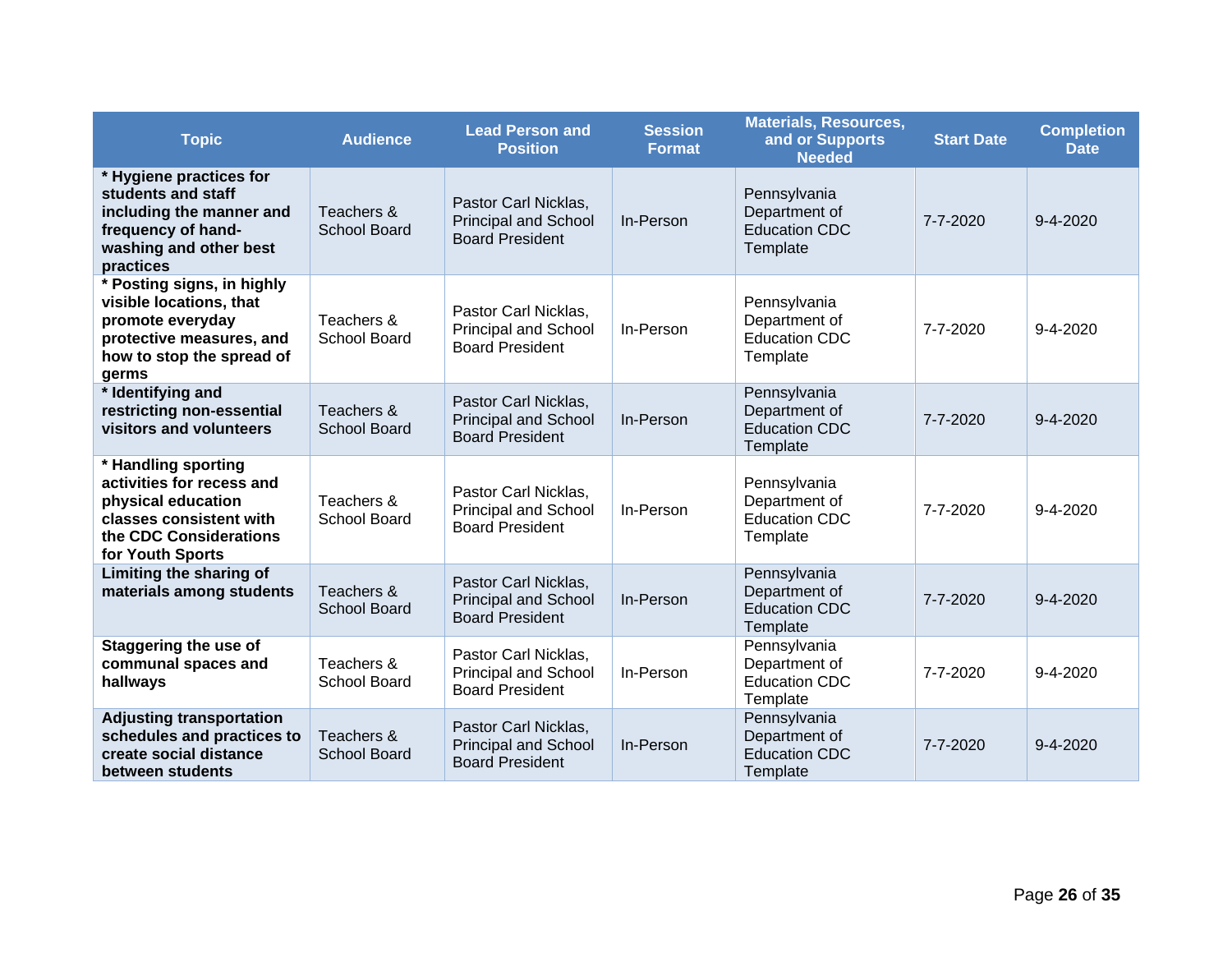| Topic | Audience | Lead Person and Position | Session Format | Materials, Resources, and or Supports Needed | Start Date | Completion Date |
| --- | --- | --- | --- | --- | --- | --- |
| **\* Hygiene practices for students and staff including the manner and frequency of hand-washing and other best practices** | Teachers & School Board | Pastor Carl Nicklas, Principal and School Board President | In-Person | Pennsylvania Department of Education CDC Template | 7-7-2020 | 9-4-2020 |
| **\* Posting signs, in highly visible locations, that promote everyday protective measures, and how to stop the spread of germs** | Teachers & School Board | Pastor Carl Nicklas, Principal and School Board President | In-Person | Pennsylvania Department of Education CDC Template | 7-7-2020 | 9-4-2020 |
| **\* Identifying and restricting non-essential visitors and volunteers** | Teachers & School Board | Pastor Carl Nicklas, Principal and School Board President | In-Person | Pennsylvania Department of Education CDC Template | 7-7-2020 | 9-4-2020 |
| **\* Handling sporting activities for recess and physical education classes consistent with the CDC Considerations for Youth Sports** | Teachers & School Board | Pastor Carl Nicklas, Principal and School Board President | In-Person | Pennsylvania Department of Education CDC Template | 7-7-2020 | 9-4-2020 |
| **Limiting the sharing of materials among students** | Teachers & School Board | Pastor Carl Nicklas, Principal and School Board President | In-Person | Pennsylvania Department of Education CDC Template | 7-7-2020 | 9-4-2020 |
| **Staggering the use of communal spaces and hallways** | Teachers & School Board | Pastor Carl Nicklas, Principal and School Board President | In-Person | Pennsylvania Department of Education CDC Template | 7-7-2020 | 9-4-2020 |
| **Adjusting transportation schedules and practices to create social distance between students** | Teachers & School Board | Pastor Carl Nicklas, Principal and School Board President | In-Person | Pennsylvania Department of Education CDC Template | 7-7-2020 | 9-4-2020 |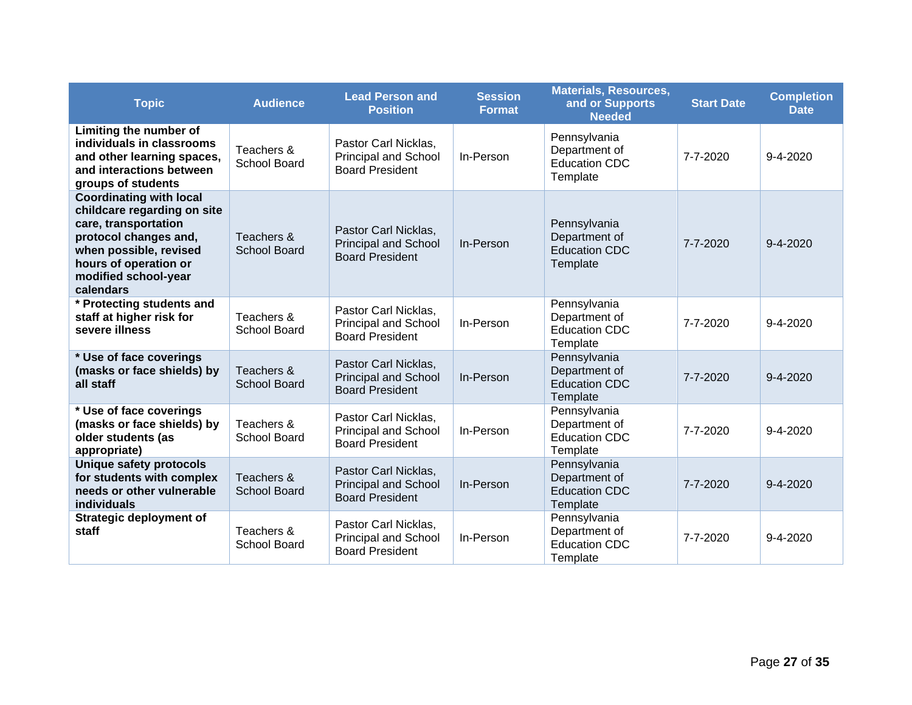| Topic | Audience | Lead Person and Position | Session Format | Materials, Resources, and or Supports Needed | Start Date | Completion Date |
|---|---|---|---|---|---|---|
| **Limiting the number of individuals in classrooms and other learning spaces, and interactions between groups of students** | Teachers & School Board | Pastor Carl Nicklas, Principal and School Board President | In-Person | Pennsylvania Department of Education CDC Template | 7-7-2020 | 9-4-2020 |
| **Coordinating with local childcare regarding on site care, transportation protocol changes and, when possible, revised hours of operation or modified school-year calendars** | Teachers & School Board | Pastor Carl Nicklas, Principal and School Board President | In-Person | Pennsylvania Department of Education CDC Template | 7-7-2020 | 9-4-2020 |
| **\* Protecting students and staff at higher risk for severe illness** | Teachers & School Board | Pastor Carl Nicklas, Principal and School Board President | In-Person | Pennsylvania Department of Education CDC Template | 7-7-2020 | 9-4-2020 |
| **\* Use of face coverings (masks or face shields) by all staff** | Teachers & School Board | Pastor Carl Nicklas, Principal and School Board President | In-Person | Pennsylvania Department of Education CDC Template | 7-7-2020 | 9-4-2020 |
| **\* Use of face coverings (masks or face shields) by older students (as appropriate)** | Teachers & School Board | Pastor Carl Nicklas, Principal and School Board President | In-Person | Pennsylvania Department of Education CDC Template | 7-7-2020 | 9-4-2020 |
| **Unique safety protocols for students with complex needs or other vulnerable individuals** | Teachers & School Board | Pastor Carl Nicklas, Principal and School Board President | In-Person | Pennsylvania Department of Education CDC Template | 7-7-2020 | 9-4-2020 |
| **Strategic deployment of staff** | Teachers & School Board | Pastor Carl Nicklas, Principal and School Board President | In-Person | Pennsylvania Department of Education CDC Template | 7-7-2020 | 9-4-2020 |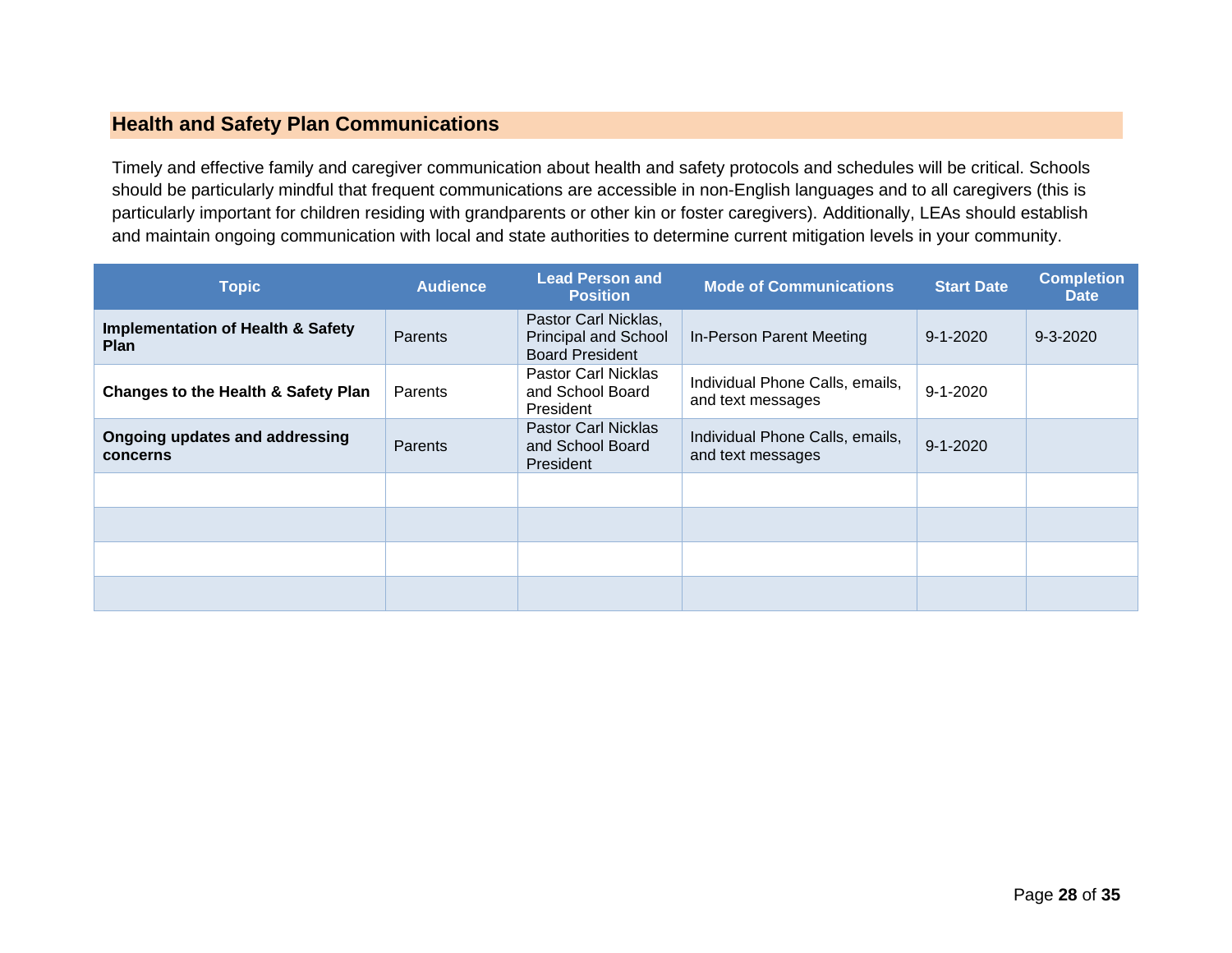## Health and Safety Plan Communications

Timely and effective family and caregiver communication about health and safety protocols and schedules will be critical. Schools should be particularly mindful that frequent communications are accessible in non-English languages and to all caregivers (this is particularly important for children residing with grandparents or other kin or foster caregivers). Additionally, LEAs should establish and maintain ongoing communication with local and state authorities to determine current mitigation levels in your community.

| Topic | Audience | Lead Person and Position | Mode of Communications | Start Date | Completion Date |
|---|---|---|---|---|---|
| **Implementation of Health & Safety Plan** | Parents | Pastor Carl Nicklas, Principal and School Board President | In-Person Parent Meeting | 9-1-2020 | 9-3-2020 |
| **Changes to the Health & Safety Plan** | Parents | Pastor Carl Nicklas and School Board President | Individual Phone Calls, emails, and text messages | 9-1-2020 | |
| **Ongoing updates and addressing concerns** | Parents | Pastor Carl Nicklas and School Board President | Individual Phone Calls, emails, and text messages | 9-1-2020 | |
| | | | | | |
| | | | | | |
| | | | | | |
| | | | | | |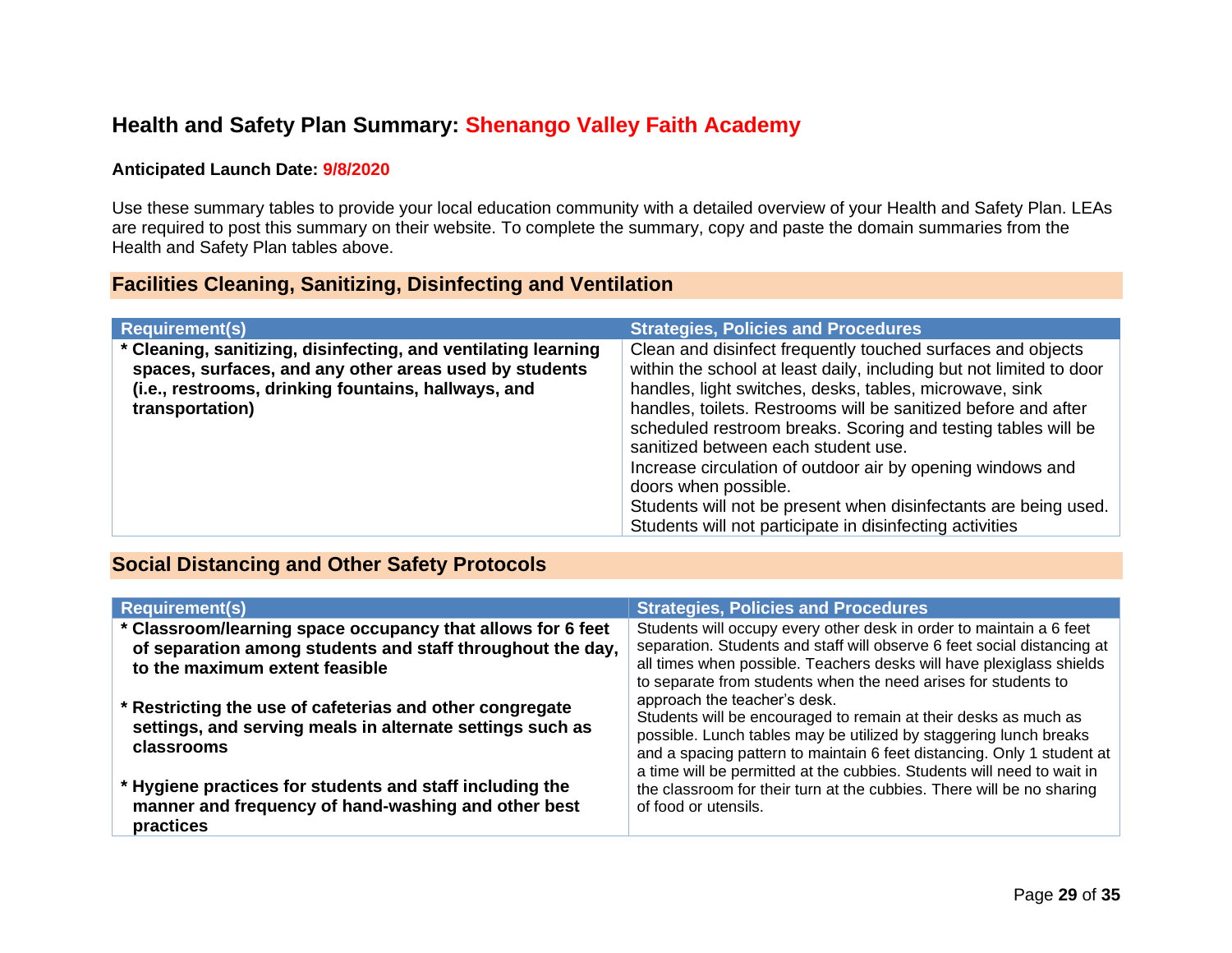## Health and Safety Plan Summary: Shenango Valley Faith Academy

**Anticipated Launch Date: 9/8/2020**

Use these summary tables to provide your local education community with a detailed overview of your Health and Safety Plan. LEAs are required to post this summary on their website. To complete the summary, copy and paste the domain summaries from the Health and Safety Plan tables above.

### Facilities Cleaning, Sanitizing, Disinfecting and Ventilation

| Requirement(s) | Strategies, Policies and Procedures |
|---|---|
| **\* Cleaning, sanitizing, disinfecting, and ventilating learning spaces, surfaces, and any other areas used by students (i.e., restrooms, drinking fountains, hallways, and transportation)** | Clean and disinfect frequently touched surfaces and objects within the school at least daily, including but not limited to door handles, light switches, desks, tables, microwave, sink handles, toilets. Restrooms will be sanitized before and after scheduled restroom breaks. Scoring and testing tables will be sanitized between each student use.<br>Increase circulation of outdoor air by opening windows and doors when possible.<br>Students will not be present when disinfectants are being used.<br>Students will not participate in disinfecting activities |

### Social Distancing and Other Safety Protocols

| Requirement(s) | Strategies, Policies and Procedures |
|---|---|
| **\* Classroom/learning space occupancy that allows for 6 feet of separation among students and staff throughout the day, to the maximum extent feasible**<br><br>**\* Restricting the use of cafeterias and other congregate settings, and serving meals in alternate settings such as classrooms**<br><br>**\* Hygiene practices for students and staff including the manner and frequency of hand-washing and other best practices** | Students will occupy every other desk in order to maintain a 6 feet separation. Students and staff will observe 6 feet social distancing at all times when possible. Teachers desks will have plexiglass shields to separate from students when the need arises for students to approach the teacher's desk.<br>Students will be encouraged to remain at their desks as much as possible. Lunch tables may be utilized by staggering lunch breaks and a spacing pattern to maintain 6 feet distancing. Only 1 student at a time will be permitted at the cubbies. Students will need to wait in the classroom for their turn at the cubbies. There will be no sharing of food or utensils. |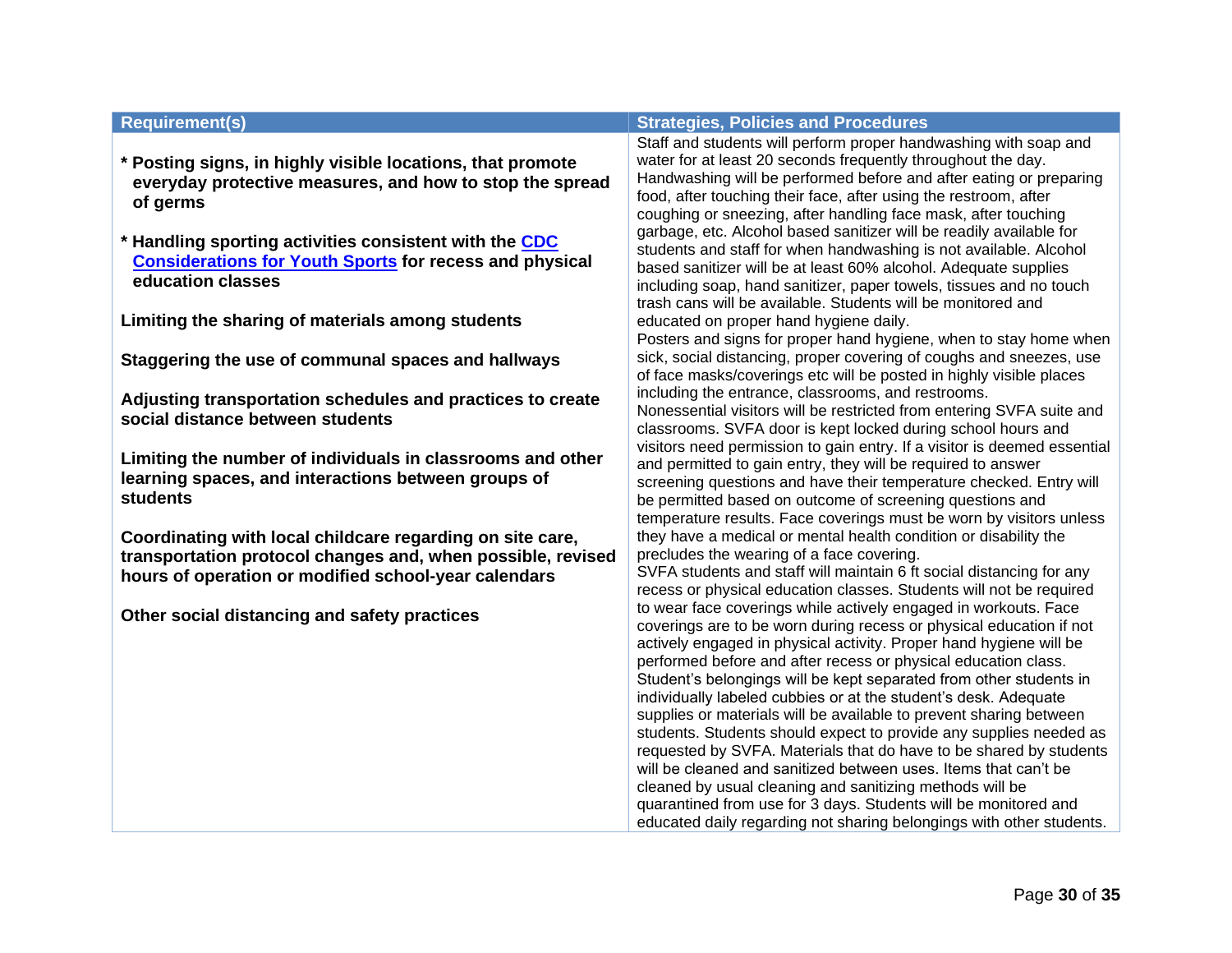| Requirement(s) | Strategies, Policies and Procedures |
| --- | --- |
| * **Posting signs, in highly visible locations, that promote everyday protective measures, and how to stop the spread of germs**<br><br>* **Handling sporting activities consistent with the [CDC Considerations for Youth Sports](#) for recess and physical education classes**<br><br>**Limiting the sharing of materials among students**<br><br>**Staggering the use of communal spaces and hallways**<br><br>**Adjusting transportation schedules and practices to create social distance between students**<br><br>**Limiting the number of individuals in classrooms and other learning spaces, and interactions between groups of students**<br><br>**Coordinating with local childcare regarding on site care, transportation protocol changes and, when possible, revised hours of operation or modified school-year calendars**<br><br>**Other social distancing and safety practices** | Staff and students will perform proper handwashing with soap and water for at least 20 seconds frequently throughout the day. Handwashing will be performed before and after eating or preparing food, after touching their face, after using the restroom, after coughing or sneezing, after handling face mask, after touching garbage, etc. Alcohol based sanitizer will be readily available for students and staff for when handwashing is not available. Alcohol based sanitizer will be at least 60% alcohol. Adequate supplies including soap, hand sanitizer, paper towels, tissues and no touch trash cans will be available. Students will be monitored and educated on proper hand hygiene daily.<br>Posters and signs for proper hand hygiene, when to stay home when sick, social distancing, proper covering of coughs and sneezes, use of face masks/coverings etc will be posted in highly visible places including the entrance, classrooms, and restrooms.<br>Nonessential visitors will be restricted from entering SVFA suite and classrooms. SVFA door is kept locked during school hours and visitors need permission to gain entry. If a visitor is deemed essential and permitted to gain entry, they will be required to answer screening questions and have their temperature checked. Entry will be permitted based on outcome of screening questions and temperature results. Face coverings must be worn by visitors unless they have a medical or mental health condition or disability the precludes the wearing of a face covering.<br>SVFA students and staff will maintain 6 ft social distancing for any recess or physical education classes. Students will not be required to wear face coverings while actively engaged in workouts. Face coverings are to be worn during recess or physical education if not actively engaged in physical activity. Proper hand hygiene will be performed before and after recess or physical education class.<br>Student's belongings will be kept separated from other students in individually labeled cubbies or at the student's desk. Adequate supplies or materials will be available to prevent sharing between students. Students should expect to provide any supplies needed as requested by SVFA. Materials that do have to be shared by students will be cleaned and sanitized between uses. Items that can't be cleaned by usual cleaning and sanitizing methods will be quarantined from use for 3 days. Students will be monitored and educated daily regarding not sharing belongings with other students. |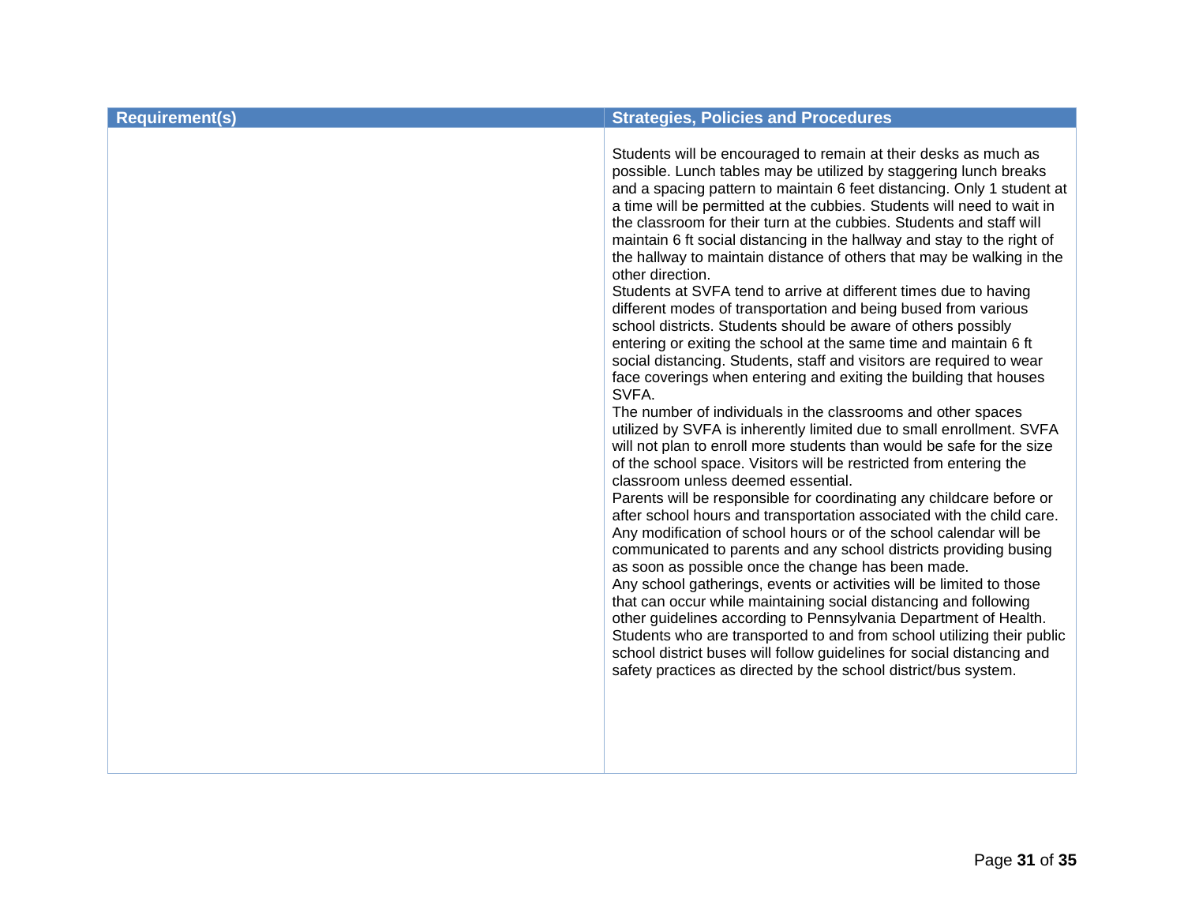| Requirement(s) | Strategies, Policies and Procedures |
|---|---|
| | Students will be encouraged to remain at their desks as much as possible. Lunch tables may be utilized by staggering lunch breaks and a spacing pattern to maintain 6 feet distancing. Only 1 student at a time will be permitted at the cubbies. Students will need to wait in the classroom for their turn at the cubbies. Students and staff will maintain 6 ft social distancing in the hallway and stay to the right of the hallway to maintain distance of others that may be walking in the other direction.<br>Students at SVFA tend to arrive at different times due to having different modes of transportation and being bused from various school districts. Students should be aware of others possibly entering or exiting the school at the same time and maintain 6 ft social distancing. Students, staff and visitors are required to wear face coverings when entering and exiting the building that houses SVFA.<br>The number of individuals in the classrooms and other spaces utilized by SVFA is inherently limited due to small enrollment. SVFA will not plan to enroll more students than would be safe for the size of the school space. Visitors will be restricted from entering the classroom unless deemed essential.<br>Parents will be responsible for coordinating any childcare before or after school hours and transportation associated with the child care. Any modification of school hours or of the school calendar will be communicated to parents and any school districts providing busing as soon as possible once the change has been made.<br>Any school gatherings, events or activities will be limited to those that can occur while maintaining social distancing and following other guidelines according to Pennsylvania Department of Health.<br>Students who are transported to and from school utilizing their public school district buses will follow guidelines for social distancing and safety practices as directed by the school district/bus system. |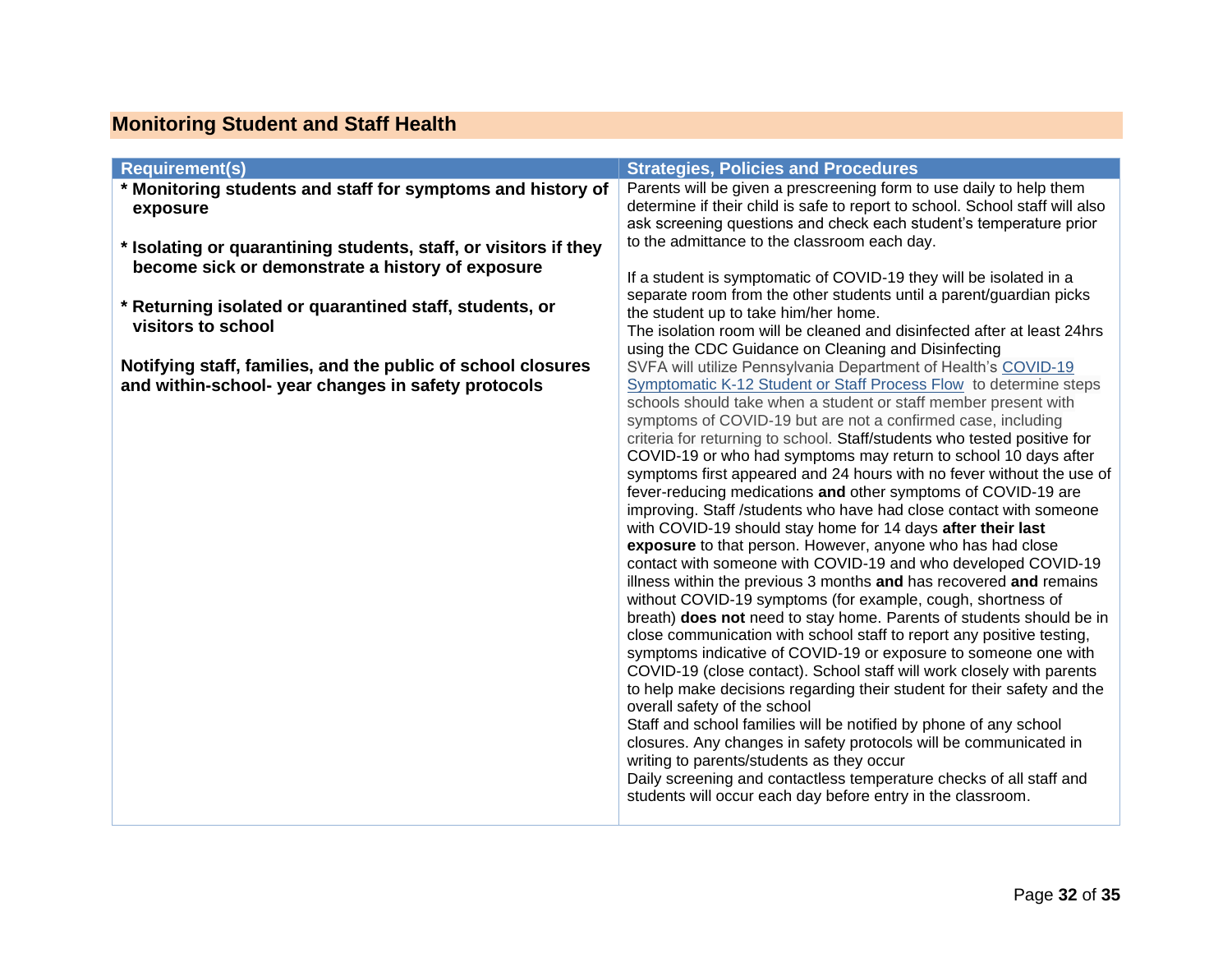## Monitoring Student and Staff Health

| Requirement(s) | Strategies, Policies and Procedures |
|---|---|
| **\* Monitoring students and staff for symptoms and history of exposure**<br><br>**\* Isolating or quarantining students, staff, or visitors if they become sick or demonstrate a history of exposure**<br><br>**\* Returning isolated or quarantined staff, students, or visitors to school**<br><br>**Notifying staff, families, and the public of school closures and within-school- year changes in safety protocols** | Parents will be given a prescreening form to use daily to help them determine if their child is safe to report to school. School staff will also ask screening questions and check each student's temperature prior to the admittance to the classroom each day.<br><br>If a student is symptomatic of COVID-19 they will be isolated in a separate room from the other students until a parent/guardian picks the student up to take him/her home.<br>The isolation room will be cleaned and disinfected after at least 24hrs using the CDC Guidance on Cleaning and Disinfecting<br>SVFA will utilize Pennsylvania Department of Health's COVID-19 Symptomatic K-12 Student or Staff Process Flow to determine steps schools should take when a student or staff member present with symptoms of COVID-19 but are not a confirmed case, including criteria for returning to school. Staff/students who tested positive for COVID-19 or who had symptoms may return to school 10 days after symptoms first appeared and 24 hours with no fever without the use of fever-reducing medications **and** other symptoms of COVID-19 are improving. Staff /students who have had close contact with someone with COVID-19 should stay home for 14 days **after their last exposure** to that person. However, anyone who has had close contact with someone with COVID-19 and who developed COVID-19 illness within the previous 3 months **and** has recovered **and** remains without COVID-19 symptoms (for example, cough, shortness of breath) **does not** need to stay home. Parents of students should be in close communication with school staff to report any positive testing, symptoms indicative of COVID-19 or exposure to someone one with COVID-19 (close contact). School staff will work closely with parents to help make decisions regarding their student for their safety and the overall safety of the school<br>Staff and school families will be notified by phone of any school closures. Any changes in safety protocols will be communicated in writing to parents/students as they occur<br>Daily screening and contactless temperature checks of all staff and students will occur each day before entry in the classroom. |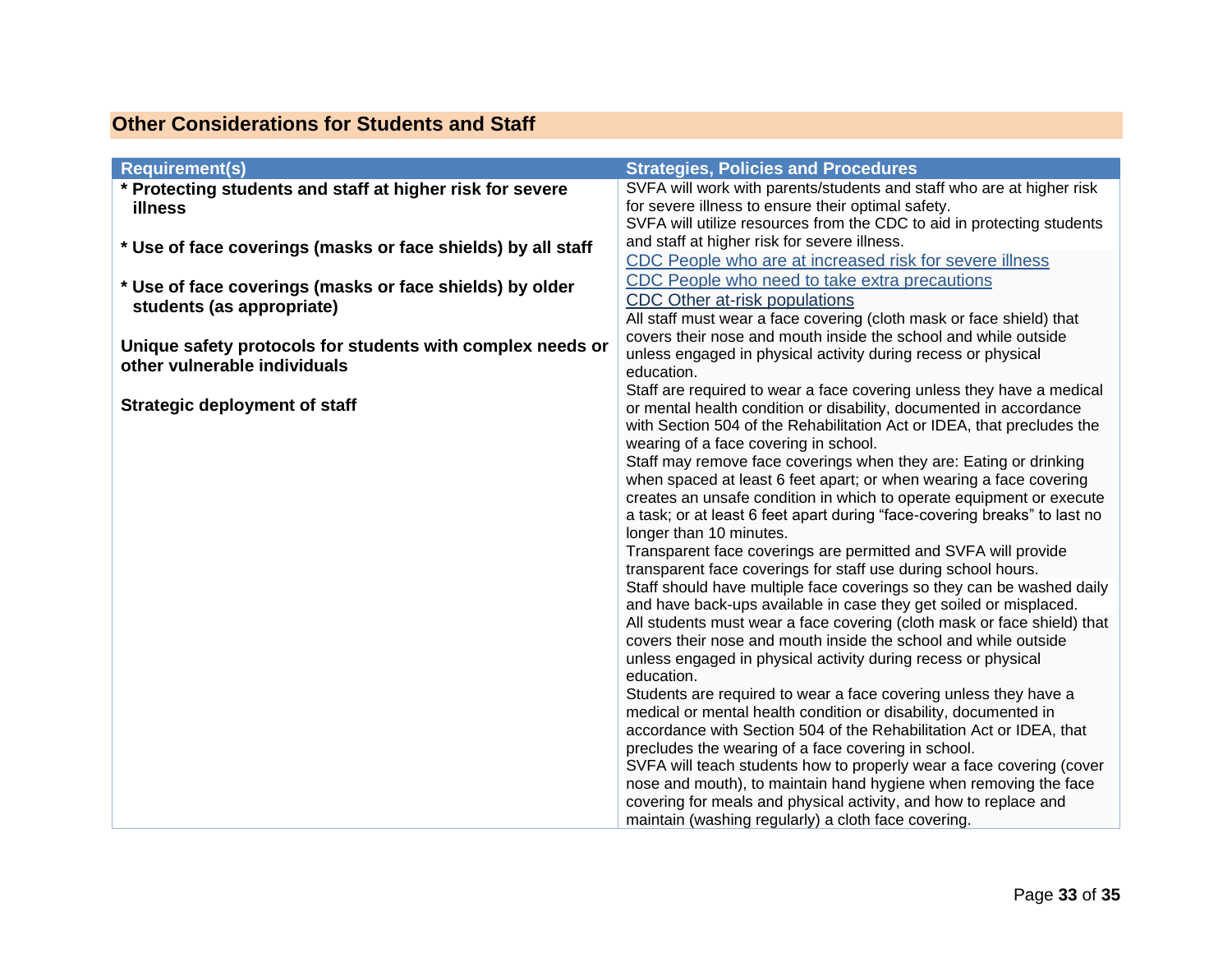## Other Considerations for Students and Staff

| Requirement(s) | Strategies, Policies and Procedures |
|---|---|
| * **Protecting students and staff at higher risk for severe illness**<br><br>* **Use of face coverings (masks or face shields) by all staff**<br><br>* **Use of face coverings (masks or face shields) by older students (as appropriate)**<br><br>**Unique safety protocols for students with complex needs or other vulnerable individuals**<br><br>**Strategic deployment of staff** | SVFA will work with parents/students and staff who are at higher risk for severe illness to ensure their optimal safety.<br>SVFA will utilize resources from the CDC to aid in protecting students and staff at higher risk for severe illness.<br>CDC People who are at increased risk for severe illness<br>CDC People who need to take extra precautions<br>CDC Other at-risk populations<br>All staff must wear a face covering (cloth mask or face shield) that covers their nose and mouth inside the school and while outside unless engaged in physical activity during recess or physical education.<br>Staff are required to wear a face covering unless they have a medical or mental health condition or disability, documented in accordance with Section 504 of the Rehabilitation Act or IDEA, that precludes the wearing of a face covering in school.<br>Staff may remove face coverings when they are: Eating or drinking when spaced at least 6 feet apart; or when wearing a face covering creates an unsafe condition in which to operate equipment or execute a task; or at least 6 feet apart during "face-covering breaks" to last no longer than 10 minutes.<br>Transparent face coverings are permitted and SVFA will provide transparent face coverings for staff use during school hours.<br>Staff should have multiple face coverings so they can be washed daily and have back-ups available in case they get soiled or misplaced.<br>All students must wear a face covering (cloth mask or face shield) that covers their nose and mouth inside the school and while outside unless engaged in physical activity during recess or physical education.<br>Students are required to wear a face covering unless they have a medical or mental health condition or disability, documented in accordance with Section 504 of the Rehabilitation Act or IDEA, that precludes the wearing of a face covering in school.<br>SVFA will teach students how to properly wear a face covering (cover nose and mouth), to maintain hand hygiene when removing the face covering for meals and physical activity, and how to replace and maintain (washing regularly) a cloth face covering. |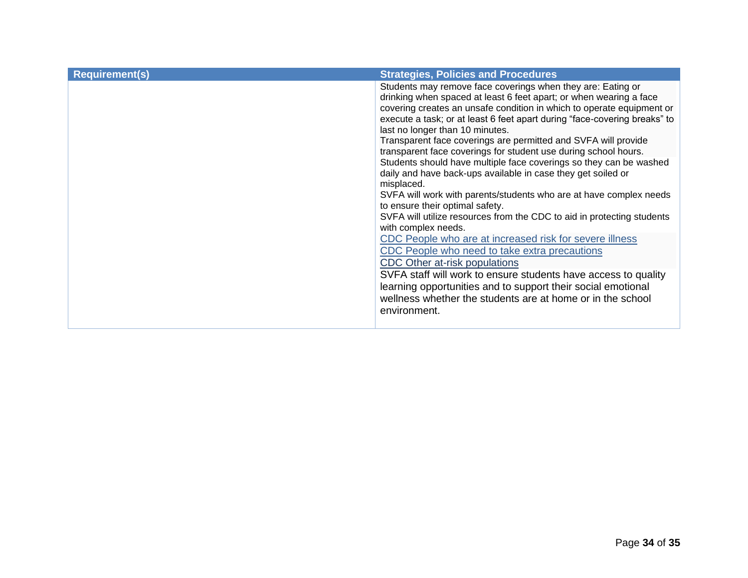| Requirement(s) | Strategies, Policies and Procedures |
| --- | --- |
| | Students may remove face coverings when they are: Eating or drinking when spaced at least 6 feet apart; or when wearing a face covering creates an unsafe condition in which to operate equipment or execute a task; or at least 6 feet apart during "face-covering breaks" to last no longer than 10 minutes.<br>Transparent face coverings are permitted and SVFA will provide transparent face coverings for student use during school hours.<br>Students should have multiple face coverings so they can be washed daily and have back-ups available in case they get soiled or misplaced.<br>SVFA will work with parents/students who are at have complex needs to ensure their optimal safety.<br>SVFA will utilize resources from the CDC to aid in protecting students with complex needs.<br>CDC People who are at increased risk for severe illness<br>CDC People who need to take extra precautions<br>CDC Other at-risk populations<br>SVFA staff will work to ensure students have access to quality learning opportunities and to support their social emotional wellness whether the students are at home or in the school environment. |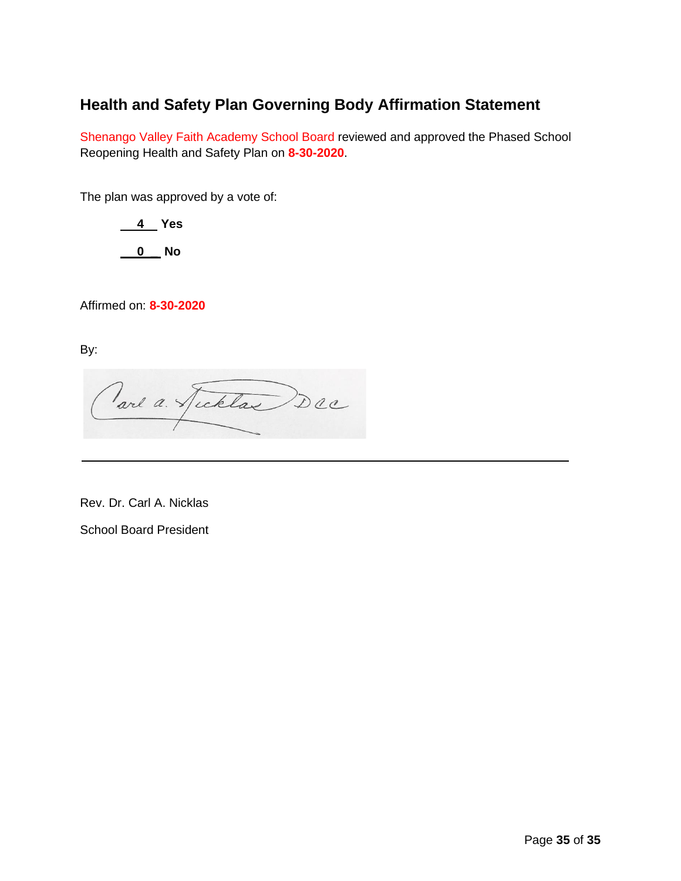## Health and Safety Plan Governing Body Affirmation Statement

Shenango Valley Faith Academy School Board reviewed and approved the Phased School Reopening Health and Safety Plan on **8-30-2020**.

The plan was approved by a vote of:

__4__ **Yes**

__0__ **No**

Affirmed on: **8-30-2020**

By:

Rev. Dr. Carl A. Nicklas

School Board President